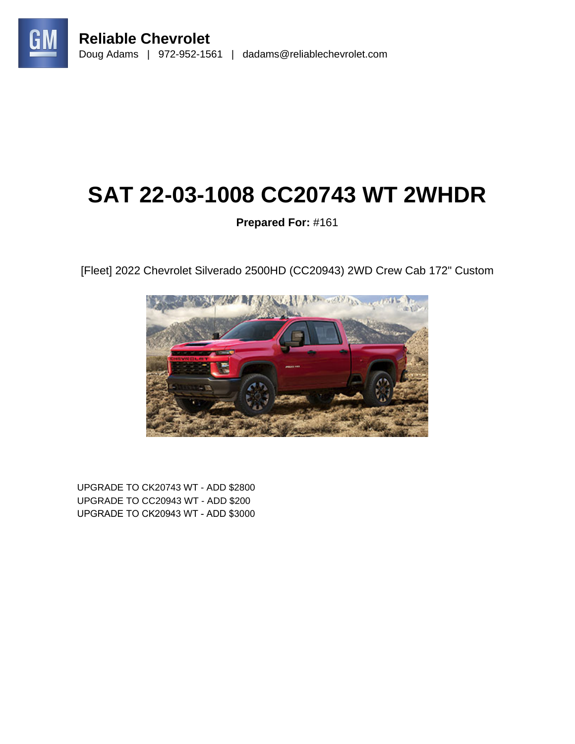**Reliable Chevrolet**
Doug Adams | 972-952-1561 | dadams@reliablechevrolet.com

# SAT 22-03-1008 CC20743 WT 2WHDR

**Prepared For:** #161

[Fleet] 2022 Chevrolet Silverado 2500HD (CC20943) 2WD Crew Cab 172" Custom

UPGRADE TO CK20743 WT - ADD $2800
UPGRADE TO CC20943 WT - ADD $200
UPGRADE TO CK20943 WT - ADD $3000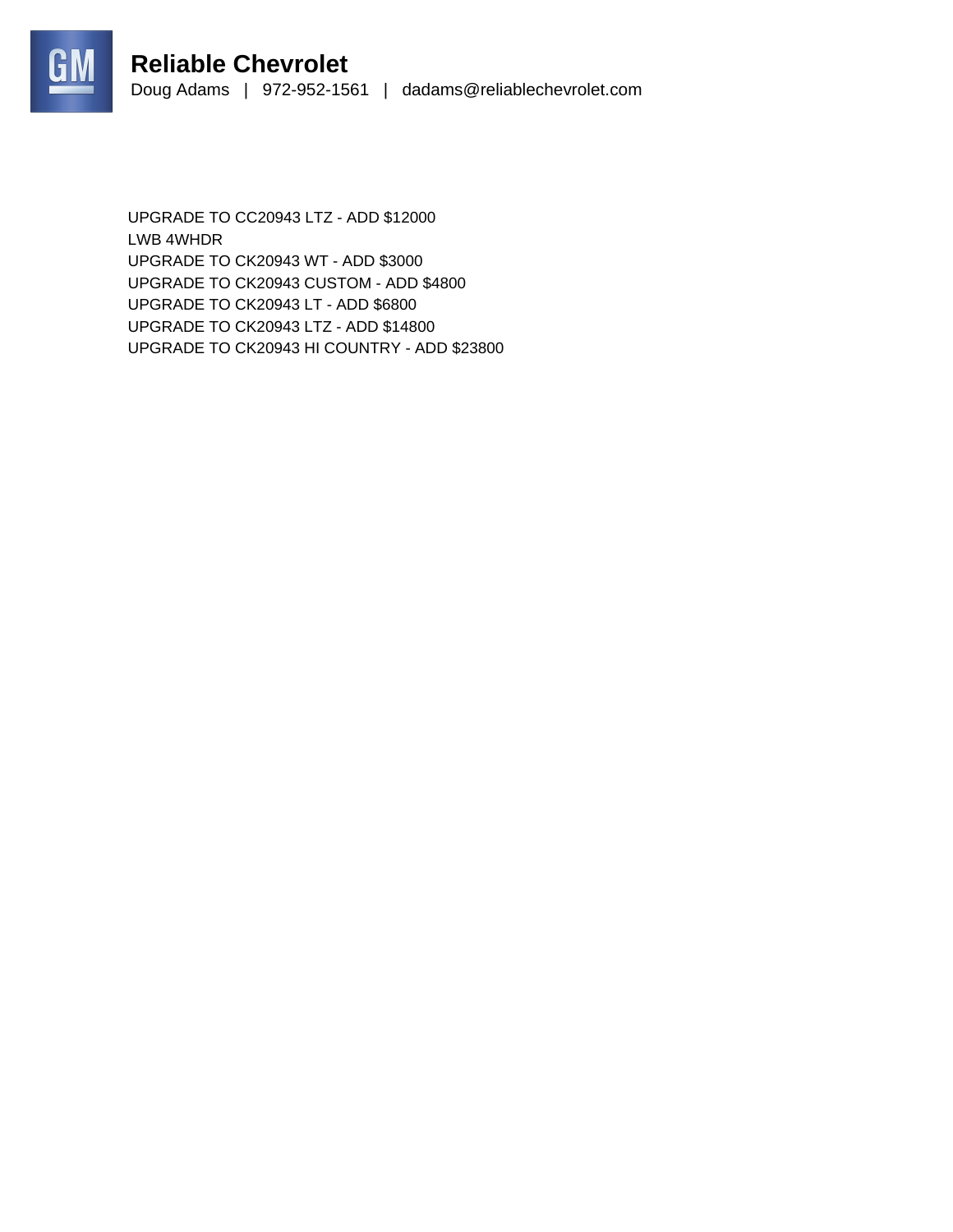UPGRADE TO CC20943 LTZ - ADD $12000
LWB 4WHDR
UPGRADE TO CK20943 WT - ADD $3000
UPGRADE TO CK20943 CUSTOM - ADD $4800
UPGRADE TO CK20943 LT - ADD $6800
UPGRADE TO CK20943 LTZ - ADD $14800
UPGRADE TO CK20943 HI COUNTRY - ADD $23800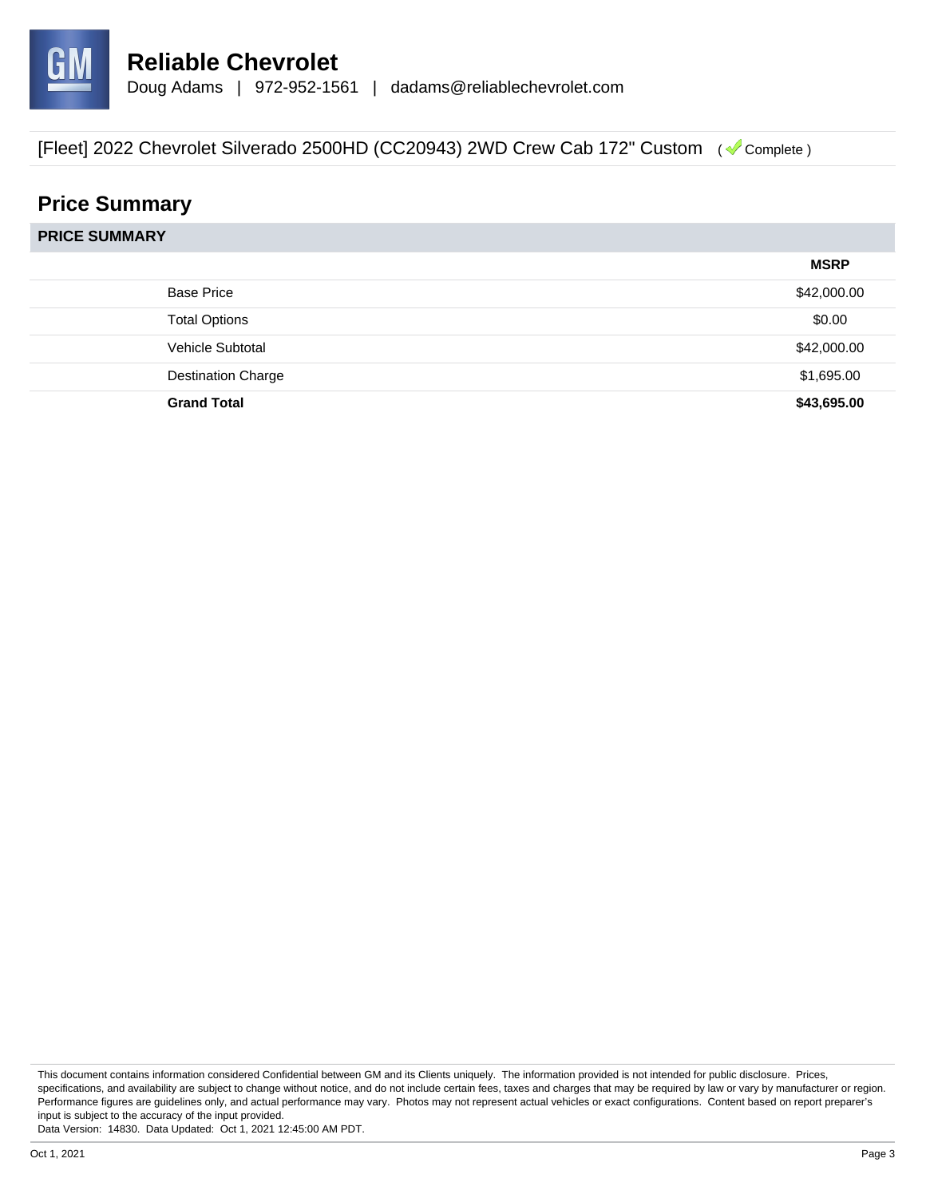# Reliable Chevrolet

Doug Adams | 972-952-1561 | dadams@reliablechevrolet.com

[Fleet] 2022 Chevrolet Silverado 2500HD (CC20943) 2WD Crew Cab 172" Custom ( Complete )

## Price Summary

| PRICE SUMMARY | MSRP |
|---|---|
| Base Price | $42,000.00 |
| Total Options | $0.00 |
| Vehicle Subtotal | $42,000.00 |
| Destination Charge | $1,695.00 |
| **Grand Total** | **$43,695.00** |

This document contains information considered Confidential between GM and its Clients uniquely. The information provided is not intended for public disclosure. Prices, specifications, and availability are subject to change without notice, and do not include certain fees, taxes and charges that may be required by law or vary by manufacturer or region. Performance figures are guidelines only, and actual performance may vary. Photos may not represent actual vehicles or exact configurations. Content based on report preparer's input is subject to the accuracy of the input provided.
Data Version: 14830. Data Updated: Oct 1, 2021 12:45:00 AM PDT.

Oct 1, 2021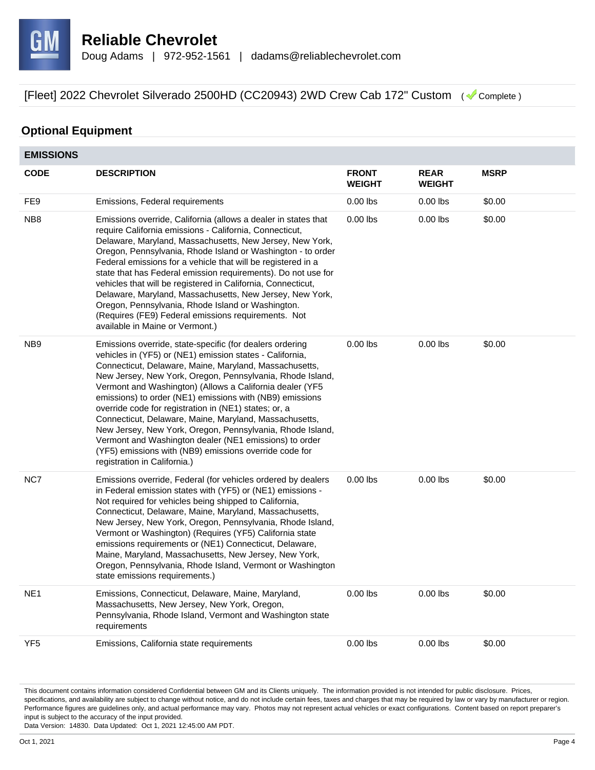**Reliable Chevrolet**
Doug Adams | 972-952-1561 | dadams@reliablechevrolet.com

[Fleet] 2022 Chevrolet Silverado 2500HD (CC20943) 2WD Crew Cab 172" Custom ( Complete )

## Optional Equipment

### EMISSIONS

| CODE | DESCRIPTION | FRONT WEIGHT | REAR WEIGHT | MSRP |
|---|---|---|---|---|
| FE9 | Emissions, Federal requirements | 0.00 lbs | 0.00 lbs | $0.00 |
| NB8 | Emissions override, California (allows a dealer in states that require California emissions - California, Connecticut, Delaware, Maryland, Massachusetts, New Jersey, New York, Oregon, Pennsylvania, Rhode Island or Washington - to order Federal emissions for a vehicle that will be registered in a state that has Federal emission requirements). Do not use for vehicles that will be registered in California, Connecticut, Delaware, Maryland, Massachusetts, New Jersey, New York, Oregon, Pennsylvania, Rhode Island or Washington. (Requires (FE9) Federal emissions requirements. Not available in Maine or Vermont.) | 0.00 lbs | 0.00 lbs | $0.00 |
| NB9 | Emissions override, state-specific (for dealers ordering vehicles in (YF5) or (NE1) emission states - California, Connecticut, Delaware, Maine, Maryland, Massachusetts, New Jersey, New York, Oregon, Pennsylvania, Rhode Island, Vermont and Washington) (Allows a California dealer (YF5 emissions) to order (NE1) emissions with (NB9) emissions override code for registration in (NE1) states; or, a Connecticut, Delaware, Maine, Maryland, Massachusetts, New Jersey, New York, Oregon, Pennsylvania, Rhode Island, Vermont and Washington dealer (NE1 emissions) to order (YF5) emissions with (NB9) emissions override code for registration in California.) | 0.00 lbs | 0.00 lbs | $0.00 |
| NC7 | Emissions override, Federal (for vehicles ordered by dealers in Federal emission states with (YF5) or (NE1) emissions - Not required for vehicles being shipped to California, Connecticut, Delaware, Maine, Maryland, Massachusetts, New Jersey, New York, Oregon, Pennsylvania, Rhode Island, Vermont or Washington) (Requires (YF5) California state emissions requirements or (NE1) Connecticut, Delaware, Maine, Maryland, Massachusetts, New Jersey, New York, Oregon, Pennsylvania, Rhode Island, Vermont or Washington state emissions requirements.) | 0.00 lbs | 0.00 lbs | $0.00 |
| NE1 | Emissions, Connecticut, Delaware, Maine, Maryland, Massachusetts, New Jersey, New York, Oregon, Pennsylvania, Rhode Island, Vermont and Washington state requirements | 0.00 lbs | 0.00 lbs | $0.00 |
| YF5 | Emissions, California state requirements | 0.00 lbs | 0.00 lbs | $0.00 |

This document contains information considered Confidential between GM and its Clients uniquely. The information provided is not intended for public disclosure. Prices, specifications, and availability are subject to change without notice, and do not include certain fees, taxes and charges that may be required by law or vary by manufacturer or region. Performance figures are guidelines only, and actual performance may vary. Photos may not represent actual vehicles or exact configurations. Content based on report preparer's input is subject to the accuracy of the input provided.
Data Version: 14830. Data Updated: Oct 1, 2021 12:45:00 AM PDT.

Oct 1, 2021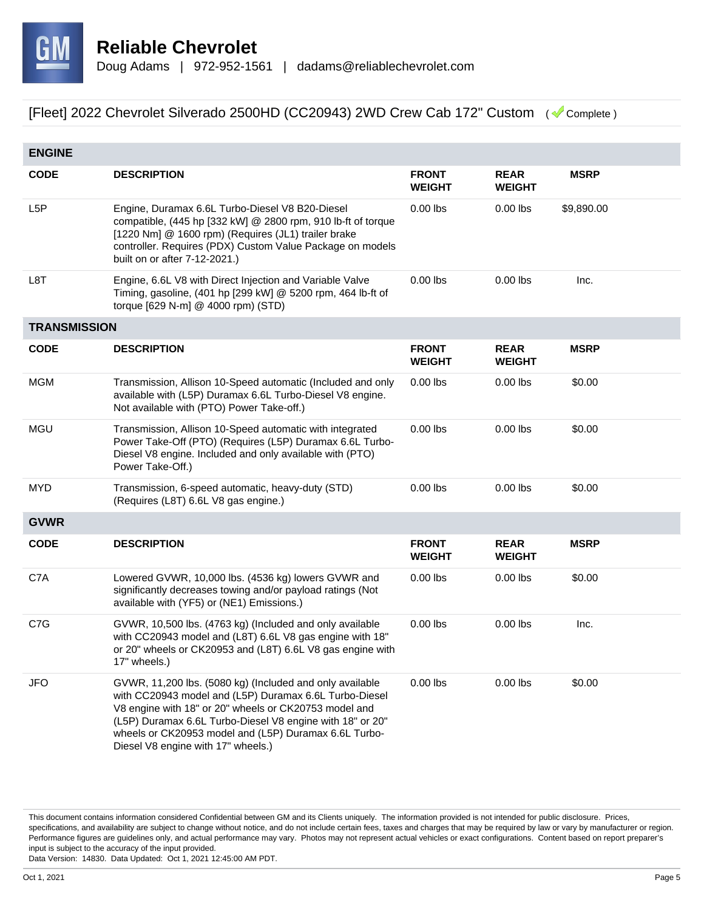# Reliable Chevrolet

Doug Adams | 972-952-1561 | dadams@reliablechevrolet.com

## [Fleet] 2022 Chevrolet Silverado 2500HD (CC20943) 2WD Crew Cab 172" Custom ( Complete )

### ENGINE

| CODE | DESCRIPTION | FRONT WEIGHT | REAR WEIGHT | MSRP |
|---|---|---|---|---|
| L5P | Engine, Duramax 6.6L Turbo-Diesel V8 B20-Diesel compatible, (445 hp [332 kW] @ 2800 rpm, 910 lb-ft of torque [1220 Nm] @ 1600 rpm) (Requires (JL1) trailer brake controller. Requires (PDX) Custom Value Package on models built on or after 7-12-2021.) | 0.00 lbs | 0.00 lbs | $9,890.00 |
| L8T | Engine, 6.6L V8 with Direct Injection and Variable Valve Timing, gasoline, (401 hp [299 kW] @ 5200 rpm, 464 lb-ft of torque [629 N-m] @ 4000 rpm) (STD) | 0.00 lbs | 0.00 lbs | Inc. |

### TRANSMISSION

| CODE | DESCRIPTION | FRONT WEIGHT | REAR WEIGHT | MSRP |
|---|---|---|---|---|
| MGM | Transmission, Allison 10-Speed automatic (Included and only available with (L5P) Duramax 6.6L Turbo-Diesel V8 engine. Not available with (PTO) Power Take-off.) | 0.00 lbs | 0.00 lbs | $0.00 |
| MGU | Transmission, Allison 10-Speed automatic with integrated Power Take-Off (PTO) (Requires (L5P) Duramax 6.6L Turbo-Diesel V8 engine. Included and only available with (PTO) Power Take-Off.) | 0.00 lbs | 0.00 lbs | $0.00 |
| MYD | Transmission, 6-speed automatic, heavy-duty (STD) (Requires (L8T) 6.6L V8 gas engine.) | 0.00 lbs | 0.00 lbs | $0.00 |

### GVWR

| CODE | DESCRIPTION | FRONT WEIGHT | REAR WEIGHT | MSRP |
|---|---|---|---|---|
| C7A | Lowered GVWR, 10,000 lbs. (4536 kg) lowers GVWR and significantly decreases towing and/or payload ratings (Not available with (YF5) or (NE1) Emissions.) | 0.00 lbs | 0.00 lbs | $0.00 |
| C7G | GVWR, 10,500 lbs. (4763 kg) (Included and only available with CC20943 model and (L8T) 6.6L V8 gas engine with 18" or 20" wheels or CK20953 and (L8T) 6.6L V8 gas engine with 17" wheels.) | 0.00 lbs | 0.00 lbs | Inc. |
| JFO | GVWR, 11,200 lbs. (5080 kg) (Included and only available with CC20943 model and (L5P) Duramax 6.6L Turbo-Diesel V8 engine with 18" or 20" wheels or CK20753 model and (L5P) Duramax 6.6L Turbo-Diesel V8 engine with 18" or 20" wheels or CK20953 model and (L5P) Duramax 6.6L Turbo-Diesel V8 engine with 17" wheels.) | 0.00 lbs | 0.00 lbs | $0.00 |

This document contains information considered Confidential between GM and its Clients uniquely. The information provided is not intended for public disclosure. Prices, specifications, and availability are subject to change without notice, and do not include certain fees, taxes and charges that may be required by law or vary by manufacturer or region. Performance figures are guidelines only, and actual performance may vary. Photos may not represent actual vehicles or exact configurations. Content based on report preparer's input is subject to the accuracy of the input provided.
Data Version: 14830. Data Updated: Oct 1, 2021 12:45:00 AM PDT.

Oct 1, 2021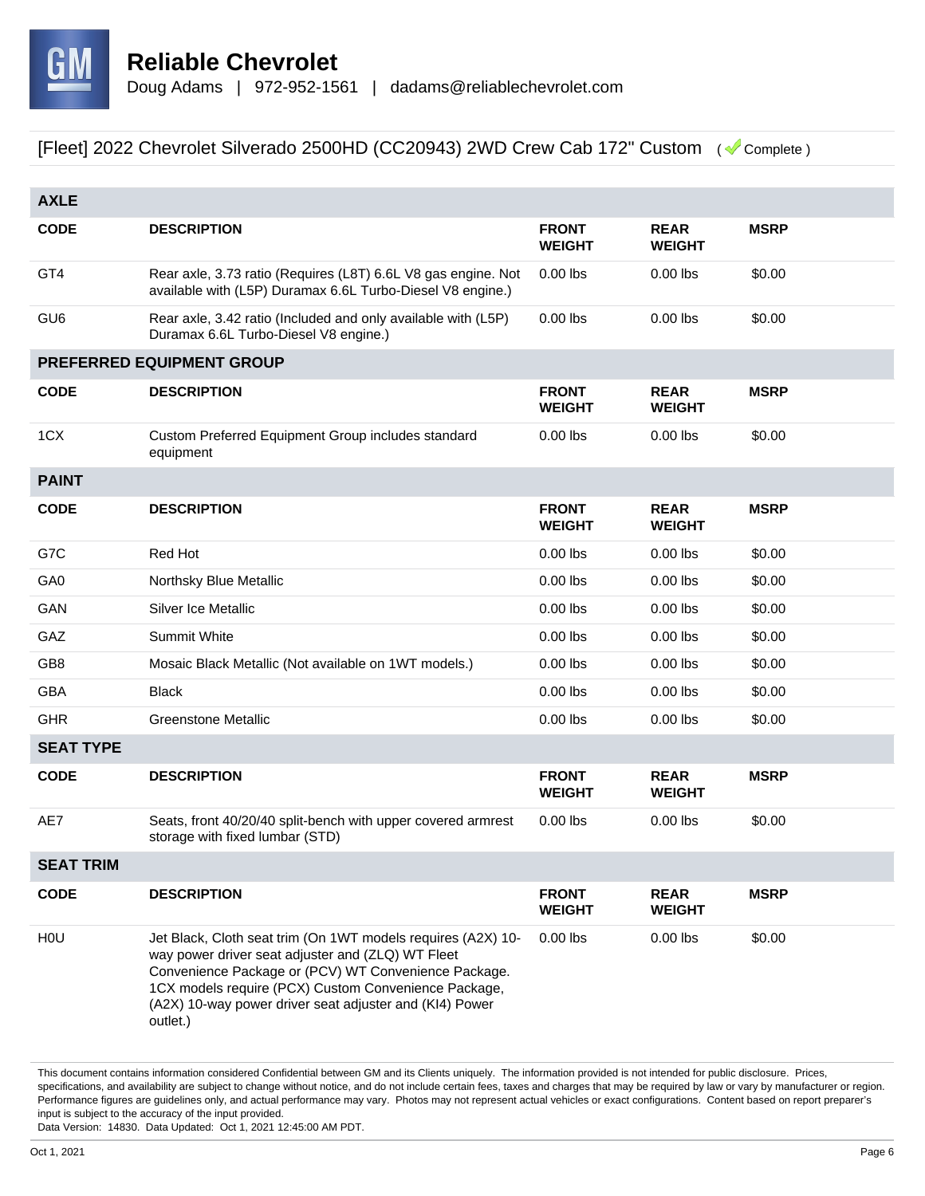**Reliable Chevrolet**
Doug Adams | 972-952-1561 | dadams@reliablechevrolet.com

[Fleet] 2022 Chevrolet Silverado 2500HD (CC20943) 2WD Crew Cab 172" Custom ( Complete )

## AXLE

| CODE | DESCRIPTION | FRONT WEIGHT | REAR WEIGHT | MSRP |
|---|---|---|---|---|
| GT4 | Rear axle, 3.73 ratio (Requires (L8T) 6.6L V8 gas engine. Not available with (L5P) Duramax 6.6L Turbo-Diesel V8 engine.) | 0.00 lbs | 0.00 lbs | $0.00 |
| GU6 | Rear axle, 3.42 ratio (Included and only available with (L5P) Duramax 6.6L Turbo-Diesel V8 engine.) | 0.00 lbs | 0.00 lbs | $0.00 |

## PREFERRED EQUIPMENT GROUP

| CODE | DESCRIPTION | FRONT WEIGHT | REAR WEIGHT | MSRP |
|---|---|---|---|---|
| 1CX | Custom Preferred Equipment Group includes standard equipment | 0.00 lbs | 0.00 lbs | $0.00 |

## PAINT

| CODE | DESCRIPTION | FRONT WEIGHT | REAR WEIGHT | MSRP |
|---|---|---|---|---|
| G7C | Red Hot | 0.00 lbs | 0.00 lbs | $0.00 |
| GA0 | Northsky Blue Metallic | 0.00 lbs | 0.00 lbs | $0.00 |
| GAN | Silver Ice Metallic | 0.00 lbs | 0.00 lbs | $0.00 |
| GAZ | Summit White | 0.00 lbs | 0.00 lbs | $0.00 |
| GB8 | Mosaic Black Metallic (Not available on 1WT models.) | 0.00 lbs | 0.00 lbs | $0.00 |
| GBA | Black | 0.00 lbs | 0.00 lbs | $0.00 |
| GHR | Greenstone Metallic | 0.00 lbs | 0.00 lbs | $0.00 |

## SEAT TYPE

| CODE | DESCRIPTION | FRONT WEIGHT | REAR WEIGHT | MSRP |
|---|---|---|---|---|
| AE7 | Seats, front 40/20/40 split-bench with upper covered armrest storage with fixed lumbar (STD) | 0.00 lbs | 0.00 lbs | $0.00 |

## SEAT TRIM

| CODE | DESCRIPTION | FRONT WEIGHT | REAR WEIGHT | MSRP |
|---|---|---|---|---|
| H0U | Jet Black, Cloth seat trim (On 1WT models requires (A2X) 10-way power driver seat adjuster and (ZLQ) WT Fleet Convenience Package or (PCV) WT Convenience Package. 1CX models require (PCX) Custom Convenience Package, (A2X) 10-way power driver seat adjuster and (KI4) Power outlet.) | 0.00 lbs | 0.00 lbs | $0.00 |

This document contains information considered Confidential between GM and its Clients uniquely. The information provided is not intended for public disclosure. Prices, specifications, and availability are subject to change without notice, and do not include certain fees, taxes and charges that may be required by law or vary by manufacturer or region. Performance figures are guidelines only, and actual performance may vary. Photos may not represent actual vehicles or exact configurations. Content based on report preparer's input is subject to the accuracy of the input provided.
Data Version: 14830. Data Updated: Oct 1, 2021 12:45:00 AM PDT.

Oct 1, 2021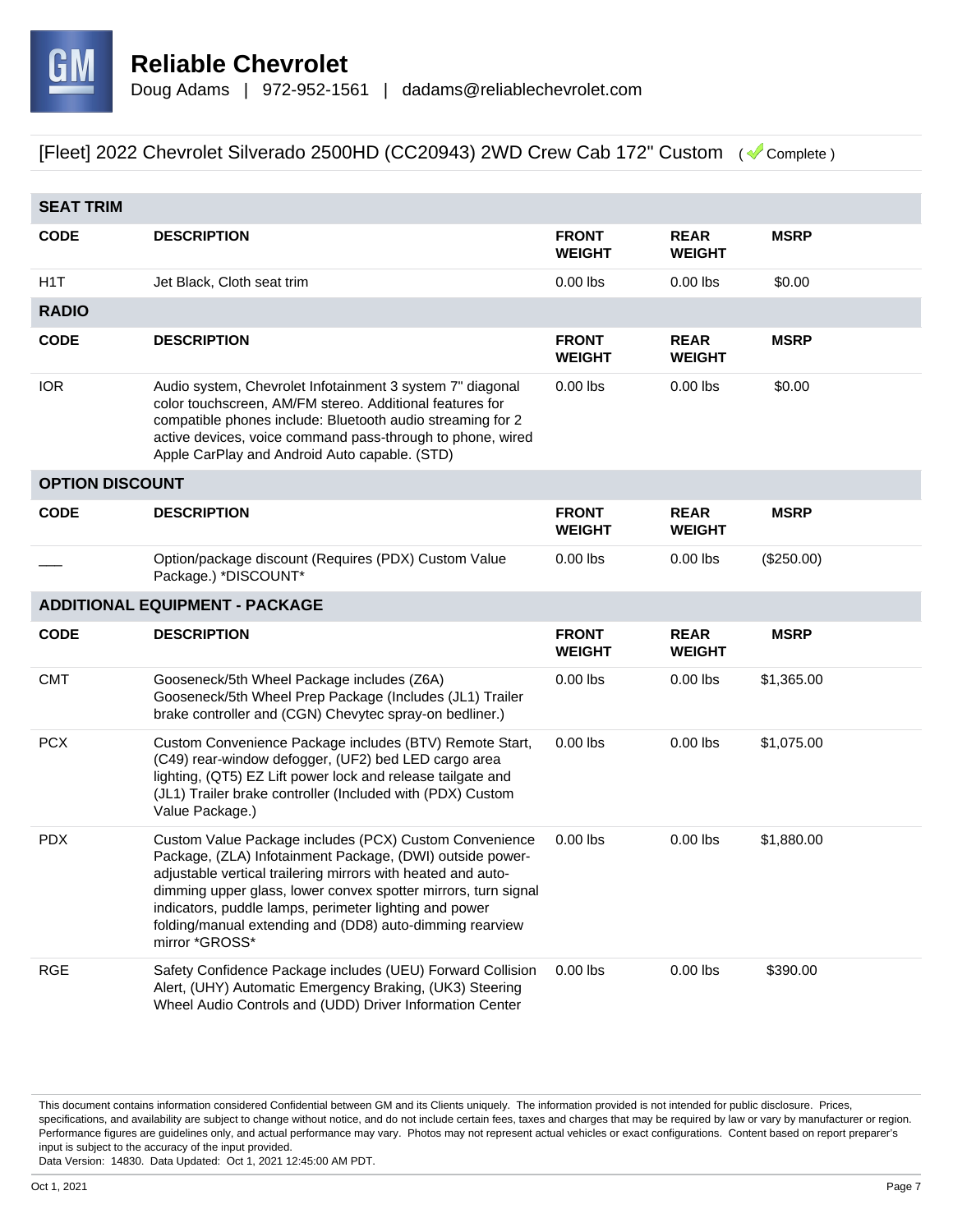# Reliable Chevrolet

Doug Adams | 972-952-1561 | dadams@reliablechevrolet.com

[Fleet] 2022 Chevrolet Silverado 2500HD (CC20943) 2WD Crew Cab 172" Custom ( Complete )

## SEAT TRIM

| CODE | DESCRIPTION | FRONT WEIGHT | REAR WEIGHT | MSRP |
|---|---|---|---|---|
| H1T | Jet Black, Cloth seat trim | 0.00 lbs | 0.00 lbs | $0.00 |

## RADIO

| CODE | DESCRIPTION | FRONT WEIGHT | REAR WEIGHT | MSRP |
|---|---|---|---|---|
| IOR | Audio system, Chevrolet Infotainment 3 system 7" diagonal color touchscreen, AM/FM stereo. Additional features for compatible phones include: Bluetooth audio streaming for 2 active devices, voice command pass-through to phone, wired Apple CarPlay and Android Auto capable. (STD) | 0.00 lbs | 0.00 lbs | $0.00 |

## OPTION DISCOUNT

| CODE | DESCRIPTION | FRONT WEIGHT | REAR WEIGHT | MSRP |
|---|---|---|---|---|
| ___ | Option/package discount (Requires (PDX) Custom Value Package.) *DISCOUNT* | 0.00 lbs | 0.00 lbs | ($250.00) |

## ADDITIONAL EQUIPMENT - PACKAGE

| CODE | DESCRIPTION | FRONT WEIGHT | REAR WEIGHT | MSRP |
|---|---|---|---|---|
| CMT | Gooseneck/5th Wheel Package includes (Z6A) Gooseneck/5th Wheel Prep Package (Includes (JL1) Trailer brake controller and (CGN) Chevytec spray-on bedliner.) | 0.00 lbs | 0.00 lbs | $1,365.00 |
| PCX | Custom Convenience Package includes (BTV) Remote Start, (C49) rear-window defogger, (UF2) bed LED cargo area lighting, (QT5) EZ Lift power lock and release tailgate and (JL1) Trailer brake controller (Included with (PDX) Custom Value Package.) | 0.00 lbs | 0.00 lbs | $1,075.00 |
| PDX | Custom Value Package includes (PCX) Custom Convenience Package, (ZLA) Infotainment Package, (DWI) outside power-adjustable vertical trailering mirrors with heated and auto-dimming upper glass, lower convex spotter mirrors, turn signal indicators, puddle lamps, perimeter lighting and power folding/manual extending and (DD8) auto-dimming rearview mirror *GROSS* | 0.00 lbs | 0.00 lbs | $1,880.00 |
| RGE | Safety Confidence Package includes (UEU) Forward Collision Alert, (UHY) Automatic Emergency Braking, (UK3) Steering Wheel Audio Controls and (UDD) Driver Information Center | 0.00 lbs | 0.00 lbs | $390.00 |

This document contains information considered Confidential between GM and its Clients uniquely. The information provided is not intended for public disclosure. Prices, specifications, and availability are subject to change without notice, and do not include certain fees, taxes and charges that may be required by law or vary by manufacturer or region. Performance figures are guidelines only, and actual performance may vary. Photos may not represent actual vehicles or exact configurations. Content based on report preparer's input is subject to the accuracy of the input provided.
Data Version: 14830. Data Updated: Oct 1, 2021 12:45:00 AM PDT.

Oct 1, 2021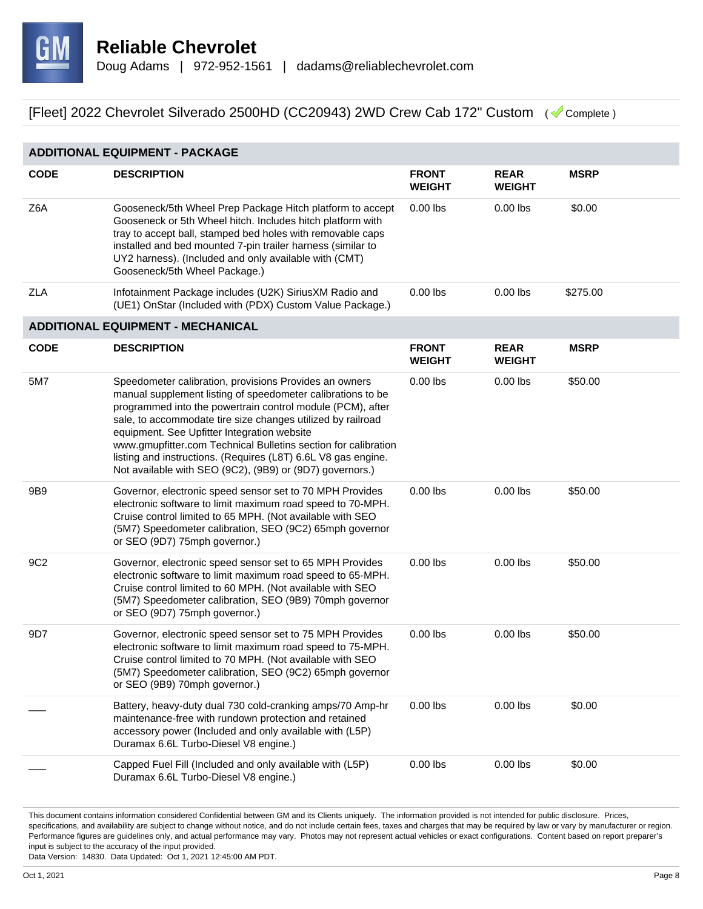# Reliable Chevrolet

Doug Adams | 972-952-1561 | dadams@reliablechevrolet.com

[Fleet] 2022 Chevrolet Silverado 2500HD (CC20943) 2WD Crew Cab 172" Custom ( Complete )

## ADDITIONAL EQUIPMENT - PACKAGE

| CODE | DESCRIPTION | FRONT WEIGHT | REAR WEIGHT | MSRP |
|---|---|---|---|---|
| Z6A | Gooseneck/5th Wheel Prep Package Hitch platform to accept Gooseneck or 5th Wheel hitch. Includes hitch platform with tray to accept ball, stamped bed holes with removable caps installed and bed mounted 7-pin trailer harness (similar to UY2 harness). (Included and only available with (CMT) Gooseneck/5th Wheel Package.) | 0.00 lbs | 0.00 lbs | $0.00 |
| ZLA | Infotainment Package includes (U2K) SiriusXM Radio and (UE1) OnStar (Included with (PDX) Custom Value Package.) | 0.00 lbs | 0.00 lbs | $275.00 |

## ADDITIONAL EQUIPMENT - MECHANICAL

| CODE | DESCRIPTION | FRONT WEIGHT | REAR WEIGHT | MSRP |
|---|---|---|---|---|
| 5M7 | Speedometer calibration, provisions Provides an owners manual supplement listing of speedometer calibrations to be programmed into the powertrain control module (PCM), after sale, to accommodate tire size changes utilized by railroad equipment. See Upfitter Integration website www.gmupfitter.com Technical Bulletins section for calibration listing and instructions. (Requires (L8T) 6.6L V8 gas engine. Not available with SEO (9C2), (9B9) or (9D7) governors.) | 0.00 lbs | 0.00 lbs | $50.00 |
| 9B9 | Governor, electronic speed sensor set to 70 MPH Provides electronic software to limit maximum road speed to 70-MPH. Cruise control limited to 65 MPH. (Not available with SEO (5M7) Speedometer calibration, SEO (9C2) 65mph governor or SEO (9D7) 75mph governor.) | 0.00 lbs | 0.00 lbs | $50.00 |
| 9C2 | Governor, electronic speed sensor set to 65 MPH Provides electronic software to limit maximum road speed to 65-MPH. Cruise control limited to 60 MPH. (Not available with SEO (5M7) Speedometer calibration, SEO (9B9) 70mph governor or SEO (9D7) 75mph governor.) | 0.00 lbs | 0.00 lbs | $50.00 |
| 9D7 | Governor, electronic speed sensor set to 75 MPH Provides electronic software to limit maximum road speed to 75-MPH. Cruise control limited to 70 MPH. (Not available with SEO (5M7) Speedometer calibration, SEO (9C2) 65mph governor or SEO (9B9) 70mph governor.) | 0.00 lbs | 0.00 lbs | $50.00 |
| ___ | Battery, heavy-duty dual 730 cold-cranking amps/70 Amp-hr maintenance-free with rundown protection and retained accessory power (Included and only available with (L5P) Duramax 6.6L Turbo-Diesel V8 engine.) | 0.00 lbs | 0.00 lbs | $0.00 |
| ___ | Capped Fuel Fill (Included and only available with (L5P) Duramax 6.6L Turbo-Diesel V8 engine.) | 0.00 lbs | 0.00 lbs | $0.00 |

This document contains information considered Confidential between GM and its Clients uniquely. The information provided is not intended for public disclosure. Prices, specifications, and availability are subject to change without notice, and do not include certain fees, taxes and charges that may be required by law or vary by manufacturer or region. Performance figures are guidelines only, and actual performance may vary. Photos may not represent actual vehicles or exact configurations. Content based on report preparer's input is subject to the accuracy of the input provided.
Data Version: 14830. Data Updated: Oct 1, 2021 12:45:00 AM PDT.

Oct 1, 2021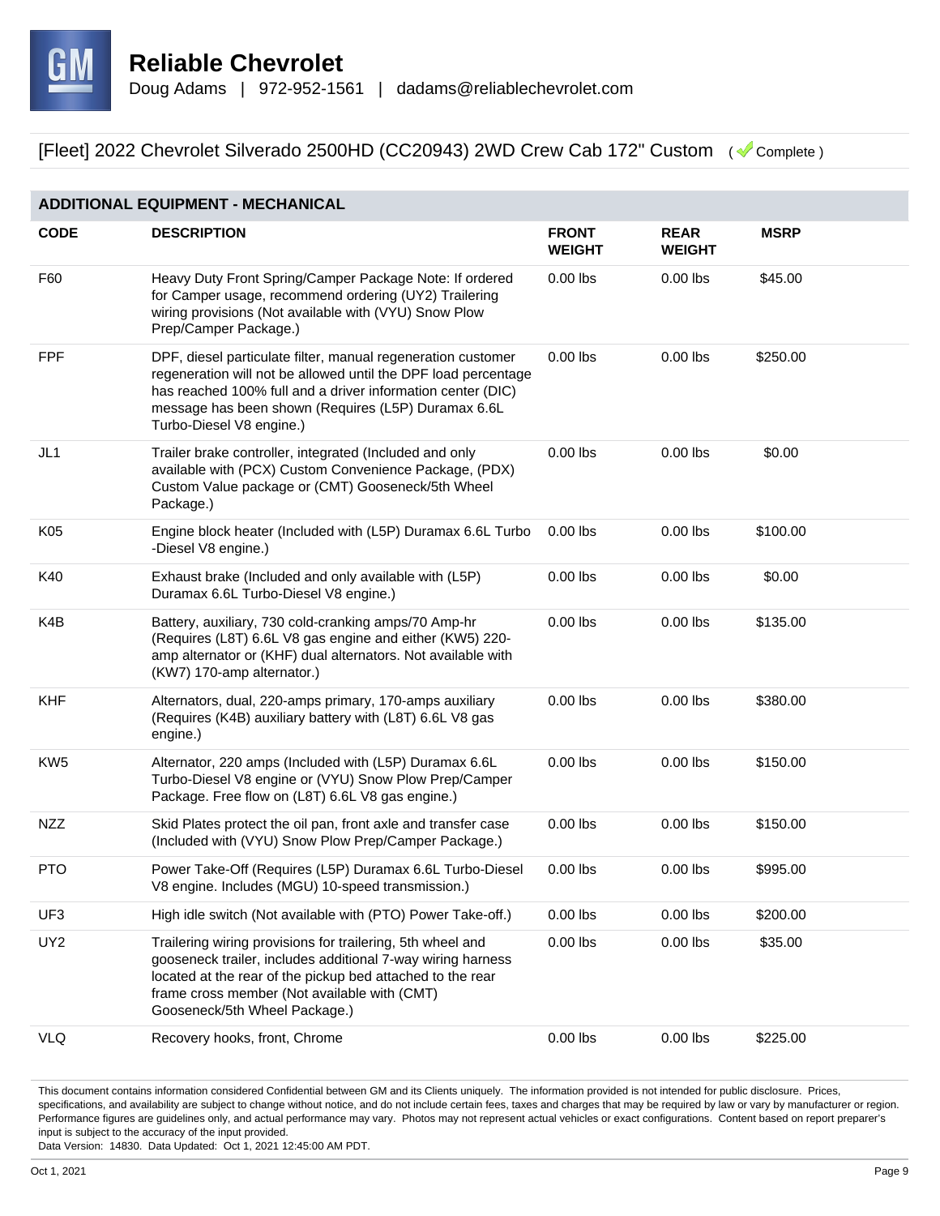# Reliable Chevrolet

Doug Adams | 972-952-1561 | dadams@reliablechevrolet.com

[Fleet] 2022 Chevrolet Silverado 2500HD (CC20943) 2WD Crew Cab 172" Custom ( Complete )

## ADDITIONAL EQUIPMENT - MECHANICAL

| CODE | DESCRIPTION | FRONT WEIGHT | REAR WEIGHT | MSRP |
|---|---|---|---|---|
| F60 | Heavy Duty Front Spring/Camper Package Note: If ordered for Camper usage, recommend ordering (UY2) Trailering wiring provisions (Not available with (VYU) Snow Plow Prep/Camper Package.) | 0.00 lbs | 0.00 lbs | $45.00 |
| FPF | DPF, diesel particulate filter, manual regeneration customer regeneration will not be allowed until the DPF load percentage has reached 100% full and a driver information center (DIC) message has been shown (Requires (L5P) Duramax 6.6L Turbo-Diesel V8 engine.) | 0.00 lbs | 0.00 lbs | $250.00 |
| JL1 | Trailer brake controller, integrated (Included and only available with (PCX) Custom Convenience Package, (PDX) Custom Value package or (CMT) Gooseneck/5th Wheel Package.) | 0.00 lbs | 0.00 lbs | $0.00 |
| K05 | Engine block heater (Included with (L5P) Duramax 6.6L Turbo -Diesel V8 engine.) | 0.00 lbs | 0.00 lbs | $100.00 |
| K40 | Exhaust brake (Included and only available with (L5P) Duramax 6.6L Turbo-Diesel V8 engine.) | 0.00 lbs | 0.00 lbs | $0.00 |
| K4B | Battery, auxiliary, 730 cold-cranking amps/70 Amp-hr (Requires (L8T) 6.6L V8 gas engine and either (KW5) 220-amp alternator or (KHF) dual alternators. Not available with (KW7) 170-amp alternator.) | 0.00 lbs | 0.00 lbs | $135.00 |
| KHF | Alternators, dual, 220-amps primary, 170-amps auxiliary (Requires (K4B) auxiliary battery with (L8T) 6.6L V8 gas engine.) | 0.00 lbs | 0.00 lbs | $380.00 |
| KW5 | Alternator, 220 amps (Included with (L5P) Duramax 6.6L Turbo-Diesel V8 engine or (VYU) Snow Plow Prep/Camper Package. Free flow on (L8T) 6.6L V8 gas engine.) | 0.00 lbs | 0.00 lbs | $150.00 |
| NZZ | Skid Plates protect the oil pan, front axle and transfer case (Included with (VYU) Snow Plow Prep/Camper Package.) | 0.00 lbs | 0.00 lbs | $150.00 |
| PTO | Power Take-Off (Requires (L5P) Duramax 6.6L Turbo-Diesel V8 engine. Includes (MGU) 10-speed transmission.) | 0.00 lbs | 0.00 lbs | $995.00 |
| UF3 | High idle switch (Not available with (PTO) Power Take-off.) | 0.00 lbs | 0.00 lbs | $200.00 |
| UY2 | Trailering wiring provisions for trailering, 5th wheel and gooseneck trailer, includes additional 7-way wiring harness located at the rear of the pickup bed attached to the rear frame cross member (Not available with (CMT) Gooseneck/5th Wheel Package.) | 0.00 lbs | 0.00 lbs | $35.00 |
| VLQ | Recovery hooks, front, Chrome | 0.00 lbs | 0.00 lbs | $225.00 |

This document contains information considered Confidential between GM and its Clients uniquely. The information provided is not intended for public disclosure. Prices, specifications, and availability are subject to change without notice, and do not include certain fees, taxes and charges that may be required by law or vary by manufacturer or region. Performance figures are guidelines only, and actual performance may vary. Photos may not represent actual vehicles or exact configurations. Content based on report preparer's input is subject to the accuracy of the input provided.
Data Version: 14830. Data Updated: Oct 1, 2021 12:45:00 AM PDT.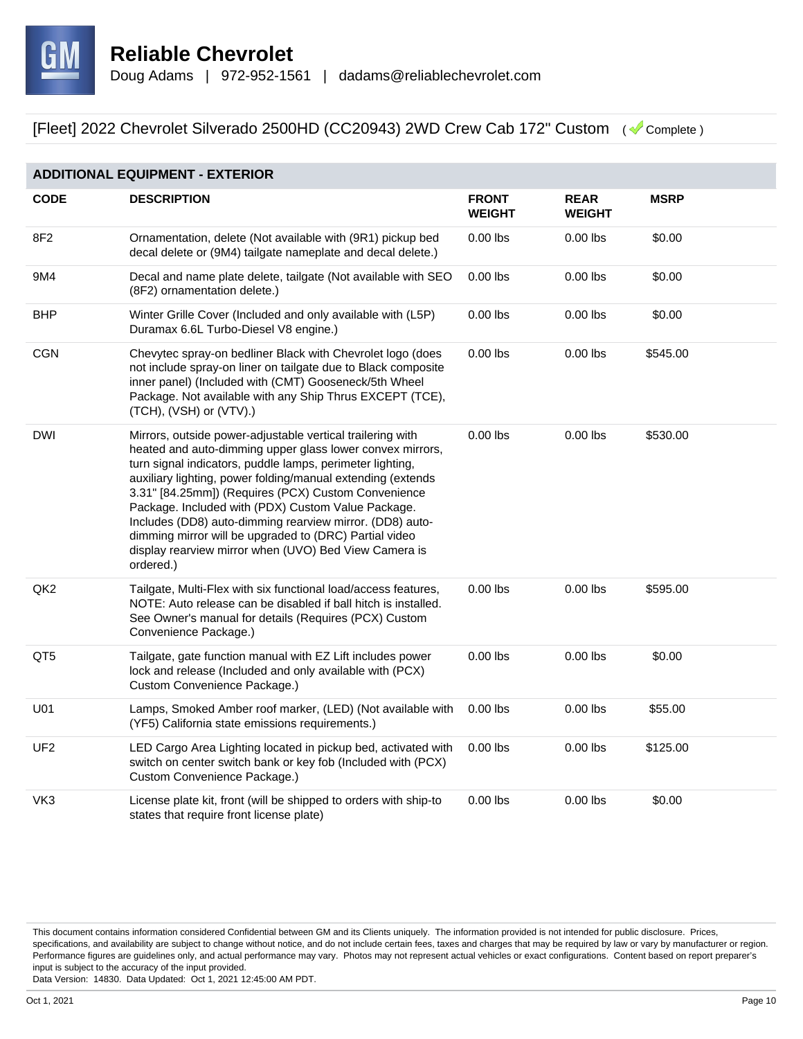# Reliable Chevrolet

Doug Adams | 972-952-1561 | dadams@reliablechevrolet.com

## [Fleet] 2022 Chevrolet Silverado 2500HD (CC20943) 2WD Crew Cab 172" Custom ( Complete )

### ADDITIONAL EQUIPMENT - EXTERIOR

| CODE | DESCRIPTION | FRONT WEIGHT | REAR WEIGHT | MSRP |
|---|---|---|---|---|
| 8F2 | Ornamentation, delete (Not available with (9R1) pickup bed decal delete or (9M4) tailgate nameplate and decal delete.) | 0.00 lbs | 0.00 lbs | $0.00 |
| 9M4 | Decal and name plate delete, tailgate (Not available with SEO (8F2) ornamentation delete.) | 0.00 lbs | 0.00 lbs | $0.00 |
| BHP | Winter Grille Cover (Included and only available with (L5P) Duramax 6.6L Turbo-Diesel V8 engine.) | 0.00 lbs | 0.00 lbs | $0.00 |
| CGN | Chevytec spray-on bedliner Black with Chevrolet logo (does not include spray-on liner on tailgate due to Black composite inner panel) (Included with (CMT) Gooseneck/5th Wheel Package. Not available with any Ship Thrus EXCEPT (TCE), (TCH), (VSH) or (VTV).) | 0.00 lbs | 0.00 lbs | $545.00 |
| DWI | Mirrors, outside power-adjustable vertical trailering with heated and auto-dimming upper glass lower convex mirrors, turn signal indicators, puddle lamps, perimeter lighting, auxiliary lighting, power folding/manual extending (extends 3.31" [84.25mm]) (Requires (PCX) Custom Convenience Package. Included with (PDX) Custom Value Package. Includes (DD8) auto-dimming rearview mirror. (DD8) auto-dimming mirror will be upgraded to (DRC) Partial video display rearview mirror when (UVO) Bed View Camera is ordered.) | 0.00 lbs | 0.00 lbs | $530.00 |
| QK2 | Tailgate, Multi-Flex with six functional load/access features, NOTE: Auto release can be disabled if ball hitch is installed. See Owner's manual for details (Requires (PCX) Custom Convenience Package.) | 0.00 lbs | 0.00 lbs | $595.00 |
| QT5 | Tailgate, gate function manual with EZ Lift includes power lock and release (Included and only available with (PCX) Custom Convenience Package.) | 0.00 lbs | 0.00 lbs | $0.00 |
| U01 | Lamps, Smoked Amber roof marker, (LED) (Not available with (YF5) California state emissions requirements.) | 0.00 lbs | 0.00 lbs | $55.00 |
| UF2 | LED Cargo Area Lighting located in pickup bed, activated with switch on center switch bank or key fob (Included with (PCX) Custom Convenience Package.) | 0.00 lbs | 0.00 lbs | $125.00 |
| VK3 | License plate kit, front (will be shipped to orders with ship-to states that require front license plate) | 0.00 lbs | 0.00 lbs | $0.00 |

This document contains information considered Confidential between GM and its Clients uniquely. The information provided is not intended for public disclosure. Prices, specifications, and availability are subject to change without notice, and do not include certain fees, taxes and charges that may be required by law or vary by manufacturer or region. Performance figures are guidelines only, and actual performance may vary. Photos may not represent actual vehicles or exact configurations. Content based on report preparer's input is subject to the accuracy of the input provided.

Data Version: 14830. Data Updated: Oct 1, 2021 12:45:00 AM PDT.

Oct 1, 2021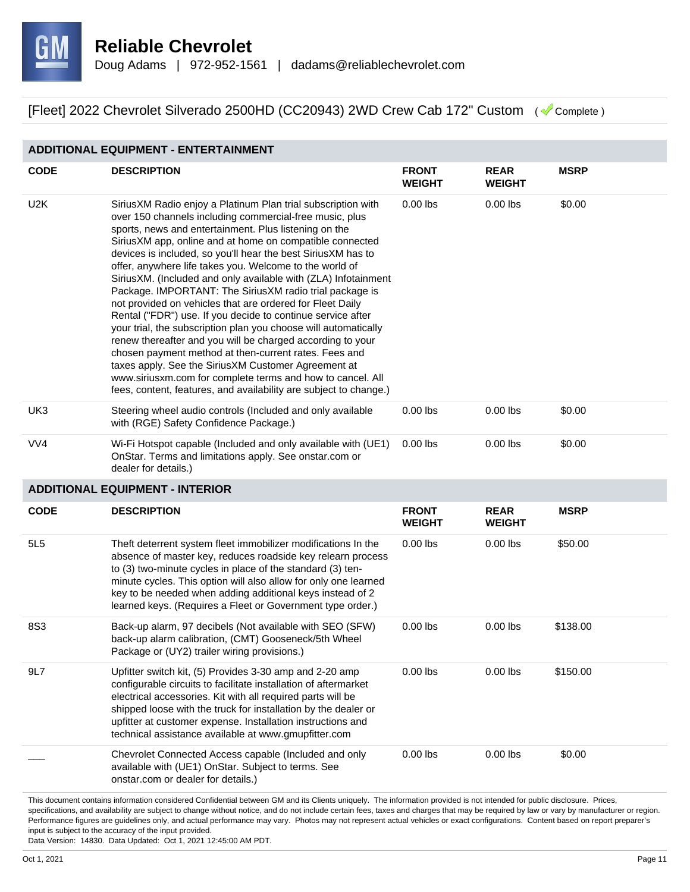# Reliable Chevrolet

Doug Adams | 972-952-1561 | dadams@reliablechevrolet.com

[Fleet] 2022 Chevrolet Silverado 2500HD (CC20943) 2WD Crew Cab 172" Custom ( Complete )

## ADDITIONAL EQUIPMENT - ENTERTAINMENT

| CODE | DESCRIPTION | FRONT WEIGHT | REAR WEIGHT | MSRP |
|---|---|---|---|---|
| U2K | SiriusXM Radio enjoy a Platinum Plan trial subscription with over 150 channels including commercial-free music, plus sports, news and entertainment. Plus listening on the SiriusXM app, online and at home on compatible connected devices is included, so you'll hear the best SiriusXM has to offer, anywhere life takes you. Welcome to the world of SiriusXM. (Included and only available with (ZLA) Infotainment Package. IMPORTANT: The SiriusXM radio trial package is not provided on vehicles that are ordered for Fleet Daily Rental ("FDR") use. If you decide to continue service after your trial, the subscription plan you choose will automatically renew thereafter and you will be charged according to your chosen payment method at then-current rates. Fees and taxes apply. See the SiriusXM Customer Agreement at www.siriusxm.com for complete terms and how to cancel. All fees, content, features, and availability are subject to change.) | 0.00 lbs | 0.00 lbs | $0.00 |
| UK3 | Steering wheel audio controls (Included and only available with (RGE) Safety Confidence Package.) | 0.00 lbs | 0.00 lbs | $0.00 |
| VV4 | Wi-Fi Hotspot capable (Included and only available with (UE1) OnStar. Terms and limitations apply. See onstar.com or dealer for details.) | 0.00 lbs | 0.00 lbs | $0.00 |

## ADDITIONAL EQUIPMENT - INTERIOR

| CODE | DESCRIPTION | FRONT WEIGHT | REAR WEIGHT | MSRP |
|---|---|---|---|---|
| 5L5 | Theft deterrent system fleet immobilizer modifications In the absence of master key, reduces roadside key relearn process to (3) two-minute cycles in place of the standard (3) ten-minute cycles. This option will also allow for only one learned key to be needed when adding additional keys instead of 2 learned keys. (Requires a Fleet or Government type order.) | 0.00 lbs | 0.00 lbs | $50.00 |
| 8S3 | Back-up alarm, 97 decibels (Not available with SEO (SFW) back-up alarm calibration, (CMT) Gooseneck/5th Wheel Package or (UY2) trailer wiring provisions.) | 0.00 lbs | 0.00 lbs | $138.00 |
| 9L7 | Upfitter switch kit, (5) Provides 3-30 amp and 2-20 amp configurable circuits to facilitate installation of aftermarket electrical accessories. Kit with all required parts will be shipped loose with the truck for installation by the dealer or upfitter at customer expense. Installation instructions and technical assistance available at www.gmupfitter.com | 0.00 lbs | 0.00 lbs | $150.00 |
| ___ | Chevrolet Connected Access capable (Included and only available with (UE1) OnStar. Subject to terms. See onstar.com or dealer for details.) | 0.00 lbs | 0.00 lbs | $0.00 |

This document contains information considered Confidential between GM and its Clients uniquely. The information provided is not intended for public disclosure. Prices, specifications, and availability are subject to change without notice, and do not include certain fees, taxes and charges that may be required by law or vary by manufacturer or region. Performance figures are guidelines only, and actual performance may vary. Photos may not represent actual vehicles or exact configurations. Content based on report preparer's input is subject to the accuracy of the input provided.

Data Version: 14830. Data Updated: Oct 1, 2021 12:45:00 AM PDT.

Oct 1, 2021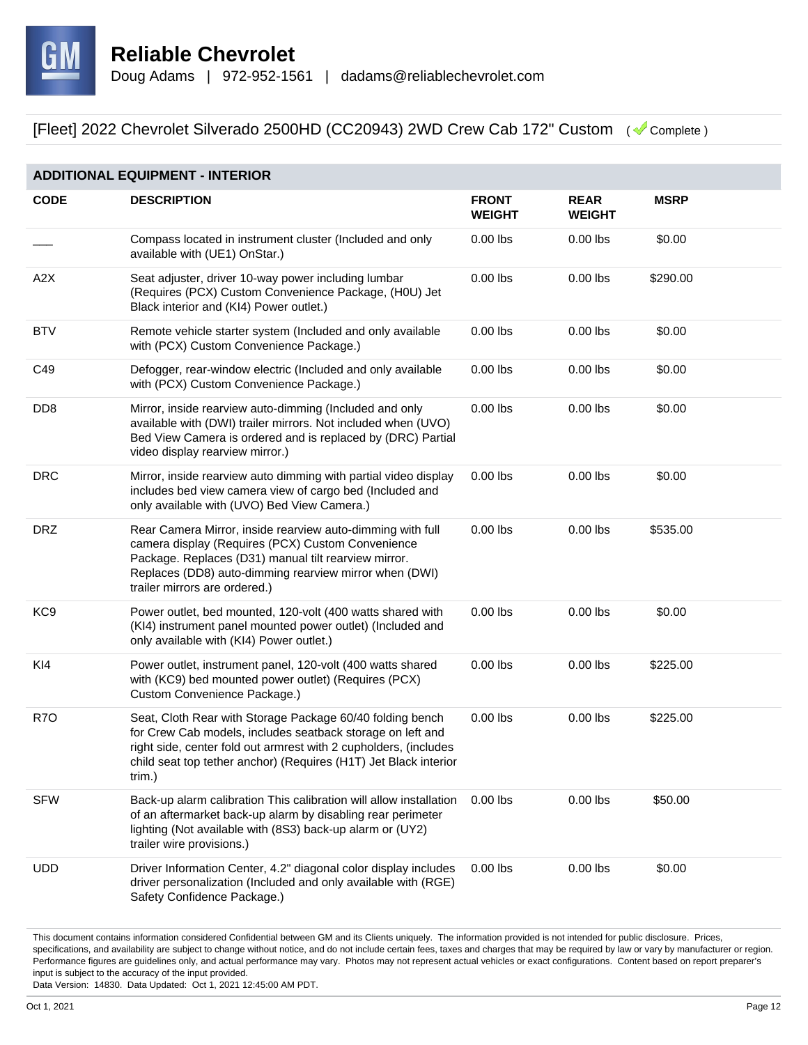# Reliable Chevrolet

Doug Adams | 972-952-1561 | dadams@reliablechevrolet.com

## [Fleet] 2022 Chevrolet Silverado 2500HD (CC20943) 2WD Crew Cab 172" Custom ( Complete )

### ADDITIONAL EQUIPMENT - INTERIOR

| CODE | DESCRIPTION | FRONT WEIGHT | REAR WEIGHT | MSRP |
|---|---|---|---|---|
| ___ | Compass located in instrument cluster (Included and only available with (UE1) OnStar.) | 0.00 lbs | 0.00 lbs | $0.00 |
| A2X | Seat adjuster, driver 10-way power including lumbar (Requires (PCX) Custom Convenience Package, (H0U) Jet Black interior and (KI4) Power outlet.) | 0.00 lbs | 0.00 lbs | $290.00 |
| BTV | Remote vehicle starter system (Included and only available with (PCX) Custom Convenience Package.) | 0.00 lbs | 0.00 lbs | $0.00 |
| C49 | Defogger, rear-window electric (Included and only available with (PCX) Custom Convenience Package.) | 0.00 lbs | 0.00 lbs | $0.00 |
| DD8 | Mirror, inside rearview auto-dimming (Included and only available with (DWI) trailer mirrors. Not included when (UVO) Bed View Camera is ordered and is replaced by (DRC) Partial video display rearview mirror.) | 0.00 lbs | 0.00 lbs | $0.00 |
| DRC | Mirror, inside rearview auto dimming with partial video display includes bed view camera view of cargo bed (Included and only available with (UVO) Bed View Camera.) | 0.00 lbs | 0.00 lbs | $0.00 |
| DRZ | Rear Camera Mirror, inside rearview auto-dimming with full camera display (Requires (PCX) Custom Convenience Package. Replaces (D31) manual tilt rearview mirror. Replaces (DD8) auto-dimming rearview mirror when (DWI) trailer mirrors are ordered.) | 0.00 lbs | 0.00 lbs | $535.00 |
| KC9 | Power outlet, bed mounted, 120-volt (400 watts shared with (KI4) instrument panel mounted power outlet) (Included and only available with (KI4) Power outlet.) | 0.00 lbs | 0.00 lbs | $0.00 |
| KI4 | Power outlet, instrument panel, 120-volt (400 watts shared with (KC9) bed mounted power outlet) (Requires (PCX) Custom Convenience Package.) | 0.00 lbs | 0.00 lbs | $225.00 |
| R7O | Seat, Cloth Rear with Storage Package 60/40 folding bench for Crew Cab models, includes seatback storage on left and right side, center fold out armrest with 2 cupholders, (includes child seat top tether anchor) (Requires (H1T) Jet Black interior trim.) | 0.00 lbs | 0.00 lbs | $225.00 |
| SFW | Back-up alarm calibration This calibration will allow installation of an aftermarket back-up alarm by disabling rear perimeter lighting (Not available with (8S3) back-up alarm or (UY2) trailer wire provisions.) | 0.00 lbs | 0.00 lbs | $50.00 |
| UDD | Driver Information Center, 4.2" diagonal color display includes driver personalization (Included and only available with (RGE) Safety Confidence Package.) | 0.00 lbs | 0.00 lbs | $0.00 |

This document contains information considered Confidential between GM and its Clients uniquely. The information provided is not intended for public disclosure. Prices, specifications, and availability are subject to change without notice, and do not include certain fees, taxes and charges that may be required by law or vary by manufacturer or region. Performance figures are guidelines only, and actual performance may vary. Photos may not represent actual vehicles or exact configurations. Content based on report preparer's input is subject to the accuracy of the input provided.
Data Version: 14830. Data Updated: Oct 1, 2021 12:45:00 AM PDT.

Oct 1, 2021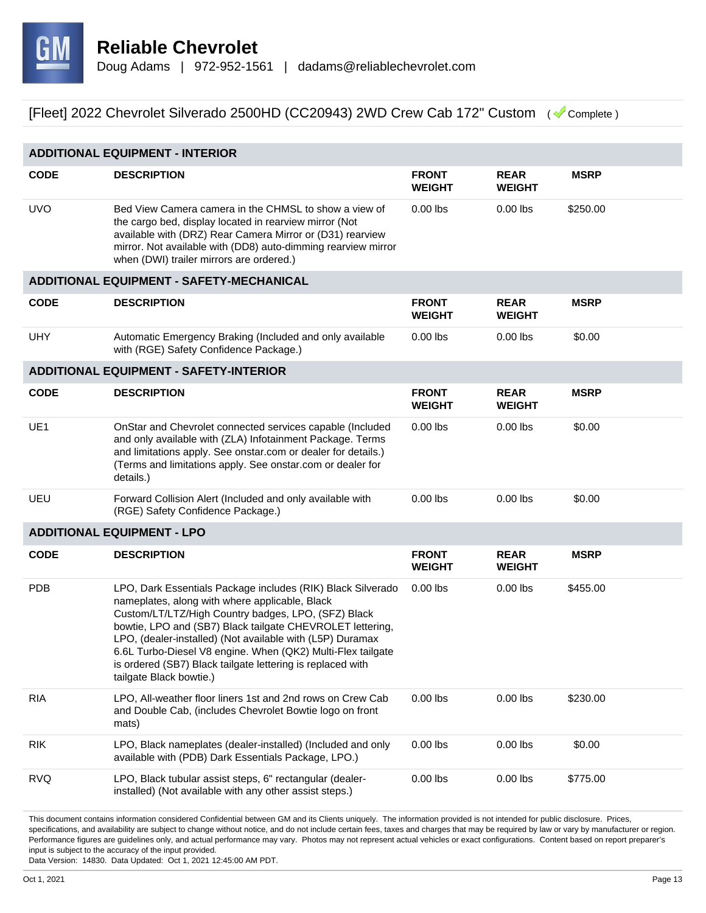# Reliable Chevrolet

Doug Adams | 972-952-1561 | dadams@reliablechevrolet.com

## [Fleet] 2022 Chevrolet Silverado 2500HD (CC20943) 2WD Crew Cab 172" Custom ( Complete )

### ADDITIONAL EQUIPMENT - INTERIOR

| CODE | DESCRIPTION | FRONT WEIGHT | REAR WEIGHT | MSRP |
| --- | --- | --- | --- | --- |
| UVO | Bed View Camera camera in the CHMSL to show a view of the cargo bed, display located in rearview mirror (Not available with (DRZ) Rear Camera Mirror or (D31) rearview mirror. Not available with (DD8) auto-dimming rearview mirror when (DWI) trailer mirrors are ordered.) | 0.00 lbs | 0.00 lbs | $250.00 |

### ADDITIONAL EQUIPMENT - SAFETY-MECHANICAL

| CODE | DESCRIPTION | FRONT WEIGHT | REAR WEIGHT | MSRP |
| --- | --- | --- | --- | --- |
| UHY | Automatic Emergency Braking (Included and only available with (RGE) Safety Confidence Package.) | 0.00 lbs | 0.00 lbs | $0.00 |

### ADDITIONAL EQUIPMENT - SAFETY-INTERIOR

| CODE | DESCRIPTION | FRONT WEIGHT | REAR WEIGHT | MSRP |
| --- | --- | --- | --- | --- |
| UE1 | OnStar and Chevrolet connected services capable (Included and only available with (ZLA) Infotainment Package. Terms and limitations apply. See onstar.com or dealer for details.) (Terms and limitations apply. See onstar.com or dealer for details.) | 0.00 lbs | 0.00 lbs | $0.00 |
| UEU | Forward Collision Alert (Included and only available with (RGE) Safety Confidence Package.) | 0.00 lbs | 0.00 lbs | $0.00 |

### ADDITIONAL EQUIPMENT - LPO

| CODE | DESCRIPTION | FRONT WEIGHT | REAR WEIGHT | MSRP |
| --- | --- | --- | --- | --- |
| PDB | LPO, Dark Essentials Package includes (RIK) Black Silverado nameplates, along with where applicable, Black Custom/LT/LTZ/High Country badges, LPO, (SFZ) Black bowtie, LPO and (SB7) Black tailgate CHEVROLET lettering, LPO, (dealer-installed) (Not available with (L5P) Duramax 6.6L Turbo-Diesel V8 engine. When (QK2) Multi-Flex tailgate is ordered (SB7) Black tailgate lettering is replaced with tailgate Black bowtie.) | 0.00 lbs | 0.00 lbs | $455.00 |
| RIA | LPO, All-weather floor liners 1st and 2nd rows on Crew Cab and Double Cab, (includes Chevrolet Bowtie logo on front mats) | 0.00 lbs | 0.00 lbs | $230.00 |
| RIK | LPO, Black nameplates (dealer-installed) (Included and only available with (PDB) Dark Essentials Package, LPO.) | 0.00 lbs | 0.00 lbs | $0.00 |
| RVQ | LPO, Black tubular assist steps, 6" rectangular (dealer-installed) (Not available with any other assist steps.) | 0.00 lbs | 0.00 lbs | $775.00 |

This document contains information considered Confidential between GM and its Clients uniquely. The information provided is not intended for public disclosure. Prices, specifications, and availability are subject to change without notice, and do not include certain fees, taxes and charges that may be required by law or vary by manufacturer or region. Performance figures are guidelines only, and actual performance may vary. Photos may not represent actual vehicles or exact configurations. Content based on report preparer's input is subject to the accuracy of the input provided.
Data Version: 14830. Data Updated: Oct 1, 2021 12:45:00 AM PDT.

Oct 1, 2021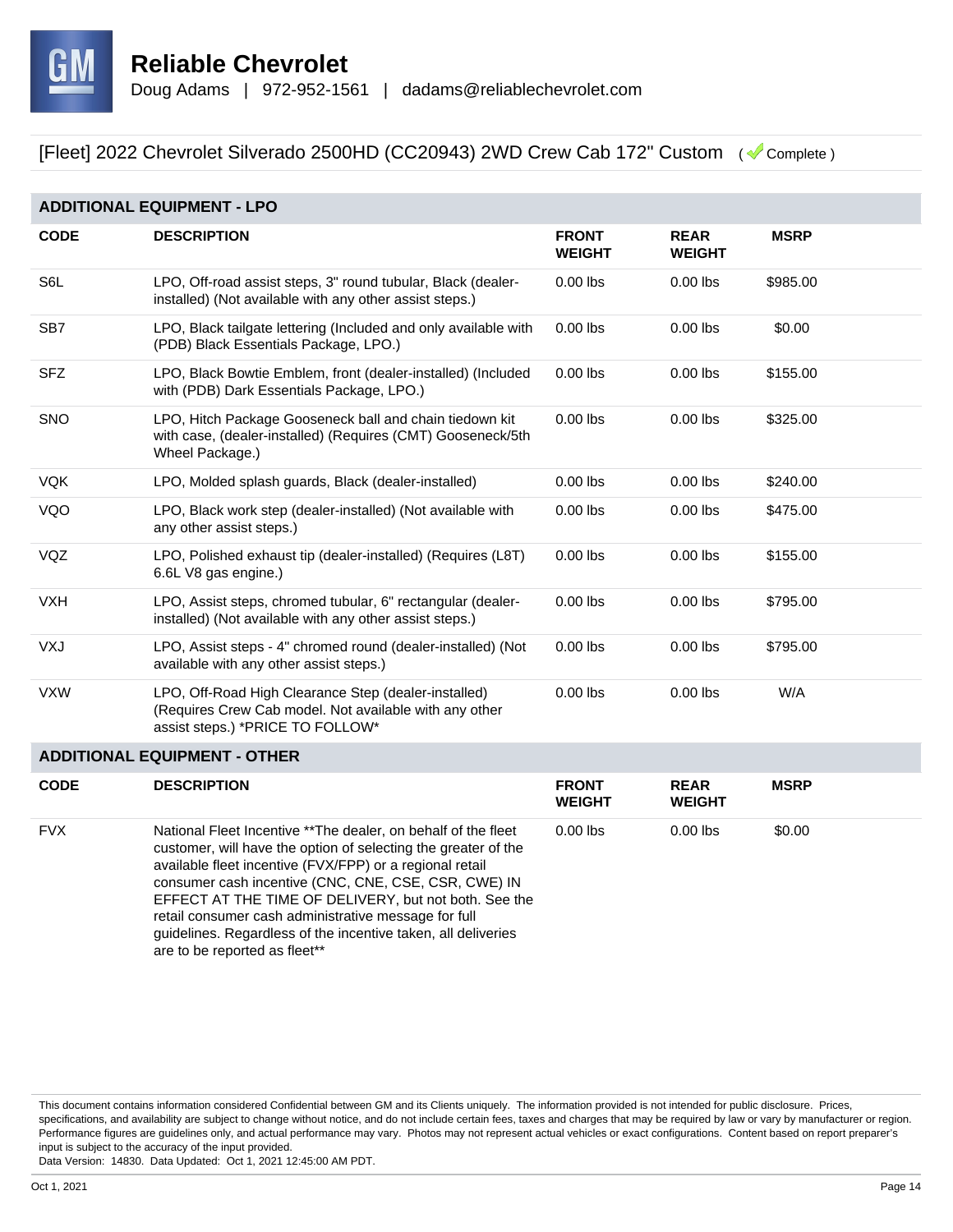# Reliable Chevrolet

Doug Adams | 972-952-1561 | dadams@reliablechevrolet.com

[Fleet] 2022 Chevrolet Silverado 2500HD (CC20943) 2WD Crew Cab 172" Custom ( Complete )

## ADDITIONAL EQUIPMENT - LPO

| CODE | DESCRIPTION | FRONT WEIGHT | REAR WEIGHT | MSRP |
|---|---|---|---|---|
| S6L | LPO, Off-road assist steps, 3" round tubular, Black (dealer-installed) (Not available with any other assist steps.) | 0.00 lbs | 0.00 lbs | $985.00 |
| SB7 | LPO, Black tailgate lettering (Included and only available with (PDB) Black Essentials Package, LPO.) | 0.00 lbs | 0.00 lbs | $0.00 |
| SFZ | LPO, Black Bowtie Emblem, front (dealer-installed) (Included with (PDB) Dark Essentials Package, LPO.) | 0.00 lbs | 0.00 lbs | $155.00 |
| SNO | LPO, Hitch Package Gooseneck ball and chain tiedown kit with case, (dealer-installed) (Requires (CMT) Gooseneck/5th Wheel Package.) | 0.00 lbs | 0.00 lbs | $325.00 |
| VQK | LPO, Molded splash guards, Black (dealer-installed) | 0.00 lbs | 0.00 lbs | $240.00 |
| VQO | LPO, Black work step (dealer-installed) (Not available with any other assist steps.) | 0.00 lbs | 0.00 lbs | $475.00 |
| VQZ | LPO, Polished exhaust tip (dealer-installed) (Requires (L8T) 6.6L V8 gas engine.) | 0.00 lbs | 0.00 lbs | $155.00 |
| VXH | LPO, Assist steps, chromed tubular, 6" rectangular (dealer-installed) (Not available with any other assist steps.) | 0.00 lbs | 0.00 lbs | $795.00 |
| VXJ | LPO, Assist steps - 4" chromed round (dealer-installed) (Not available with any other assist steps.) | 0.00 lbs | 0.00 lbs | $795.00 |
| VXW | LPO, Off-Road High Clearance Step (dealer-installed) (Requires Crew Cab model. Not available with any other assist steps.) *PRICE TO FOLLOW* | 0.00 lbs | 0.00 lbs | W/A |

## ADDITIONAL EQUIPMENT - OTHER

| CODE | DESCRIPTION | FRONT WEIGHT | REAR WEIGHT | MSRP |
|---|---|---|---|---|
| FVX | National Fleet Incentive **The dealer, on behalf of the fleet customer, will have the option of selecting the greater of the available fleet incentive (FVX/FPP) or a regional retail consumer cash incentive (CNC, CNE, CSE, CSR, CWE) IN EFFECT AT THE TIME OF DELIVERY, but not both. See the retail consumer cash administrative message for full guidelines. Regardless of the incentive taken, all deliveries are to be reported as fleet** | 0.00 lbs | 0.00 lbs | $0.00 |

This document contains information considered Confidential between GM and its Clients uniquely. The information provided is not intended for public disclosure. Prices, specifications, and availability are subject to change without notice, and do not include certain fees, taxes and charges that may be required by law or vary by manufacturer or region. Performance figures are guidelines only, and actual performance may vary. Photos may not represent actual vehicles or exact configurations. Content based on report preparer's input is subject to the accuracy of the input provided.
Data Version: 14830. Data Updated: Oct 1, 2021 12:45:00 AM PDT.

Oct 1, 2021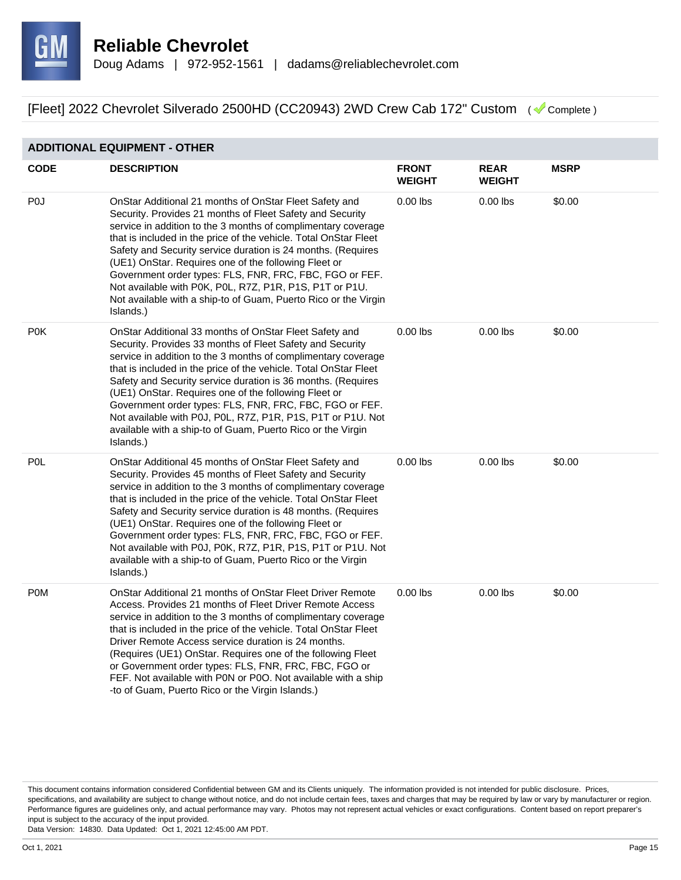# Reliable Chevrolet

Doug Adams | 972-952-1561 | dadams@reliablechevrolet.com

## [Fleet] 2022 Chevrolet Silverado 2500HD (CC20943) 2WD Crew Cab 172" Custom ( Complete )

### ADDITIONAL EQUIPMENT - OTHER

| CODE | DESCRIPTION | FRONT WEIGHT | REAR WEIGHT | MSRP |
|---|---|---|---|---|
| P0J | OnStar Additional 21 months of OnStar Fleet Safety and Security. Provides 21 months of Fleet Safety and Security service in addition to the 3 months of complimentary coverage that is included in the price of the vehicle. Total OnStar Fleet Safety and Security service duration is 24 months. (Requires (UE1) OnStar. Requires one of the following Fleet or Government order types: FLS, FNR, FRC, FBC, FGO or FEF. Not available with P0K, P0L, R7Z, P1R, P1S, P1T or P1U. Not available with a ship-to of Guam, Puerto Rico or the Virgin Islands.) | 0.00 lbs | 0.00 lbs | $0.00 |
| P0K | OnStar Additional 33 months of OnStar Fleet Safety and Security. Provides 33 months of Fleet Safety and Security service in addition to the 3 months of complimentary coverage that is included in the price of the vehicle. Total OnStar Fleet Safety and Security service duration is 36 months. (Requires (UE1) OnStar. Requires one of the following Fleet or Government order types: FLS, FNR, FRC, FBC, FGO or FEF. Not available with P0J, P0L, R7Z, P1R, P1S, P1T or P1U. Not available with a ship-to of Guam, Puerto Rico or the Virgin Islands.) | 0.00 lbs | 0.00 lbs | $0.00 |
| P0L | OnStar Additional 45 months of OnStar Fleet Safety and Security. Provides 45 months of Fleet Safety and Security service in addition to the 3 months of complimentary coverage that is included in the price of the vehicle. Total OnStar Fleet Safety and Security service duration is 48 months. (Requires (UE1) OnStar. Requires one of the following Fleet or Government order types: FLS, FNR, FRC, FBC, FGO or FEF. Not available with P0J, P0K, R7Z, P1R, P1S, P1T or P1U. Not available with a ship-to of Guam, Puerto Rico or the Virgin Islands.) | 0.00 lbs | 0.00 lbs | $0.00 |
| P0M | OnStar Additional 21 months of OnStar Fleet Driver Remote Access. Provides 21 months of Fleet Driver Remote Access service in addition to the 3 months of complimentary coverage that is included in the price of the vehicle. Total OnStar Fleet Driver Remote Access service duration is 24 months. (Requires (UE1) OnStar. Requires one of the following Fleet or Government order types: FLS, FNR, FRC, FBC, FGO or FEF. Not available with P0N or P0O. Not available with a ship-to of Guam, Puerto Rico or the Virgin Islands.) | 0.00 lbs | 0.00 lbs | $0.00 |

This document contains information considered Confidential between GM and its Clients uniquely. The information provided is not intended for public disclosure. Prices, specifications, and availability are subject to change without notice, and do not include certain fees, taxes and charges that may be required by law or vary by manufacturer or region. Performance figures are guidelines only, and actual performance may vary. Photos may not represent actual vehicles or exact configurations. Content based on report preparer's input is subject to the accuracy of the input provided.
Data Version: 14830. Data Updated: Oct 1, 2021 12:45:00 AM PDT.

Oct 1, 2021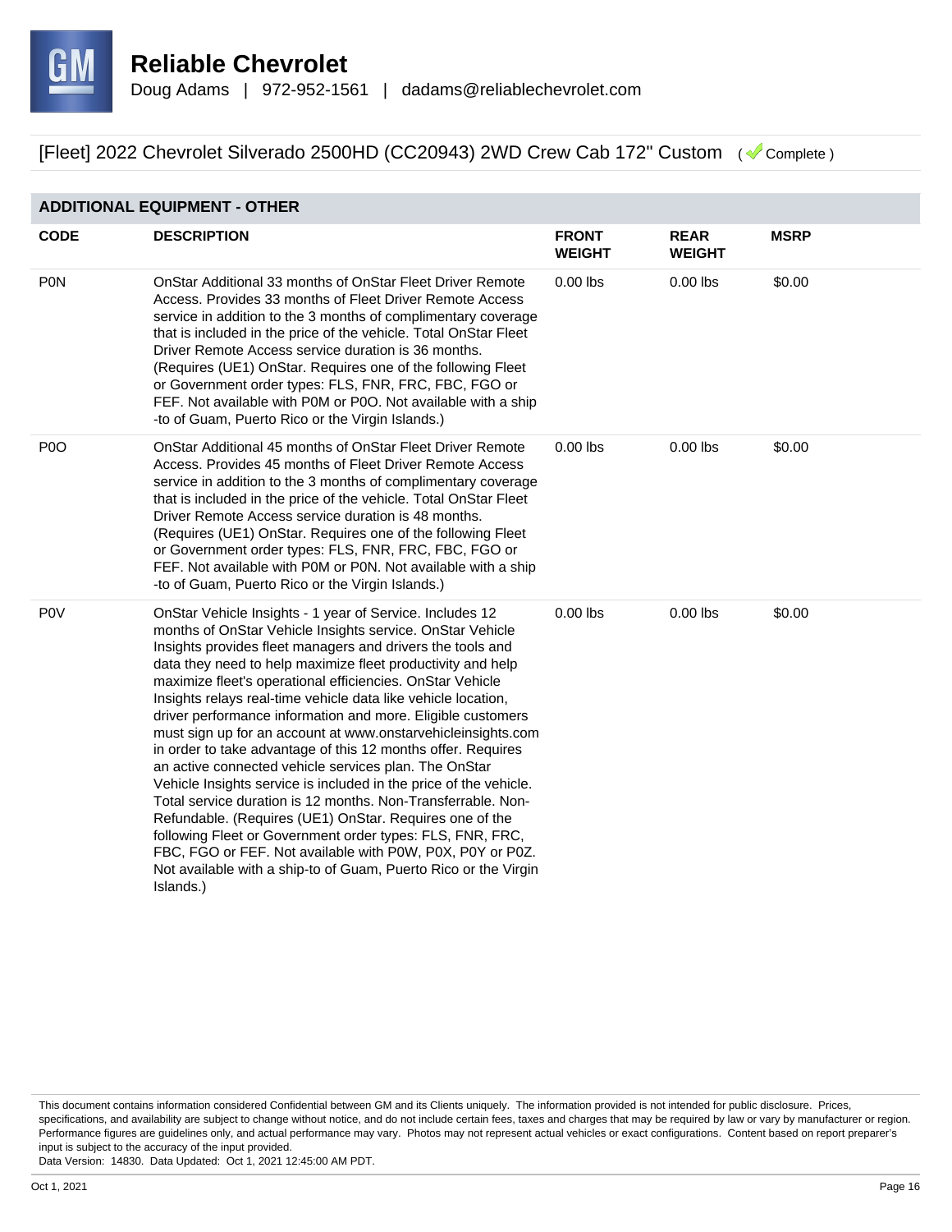**Reliable Chevrolet**
Doug Adams | 972-952-1561 | dadams@reliablechevrolet.com

[Fleet] 2022 Chevrolet Silverado 2500HD (CC20943) 2WD Crew Cab 172" Custom ( Complete )

## ADDITIONAL EQUIPMENT - OTHER

| CODE | DESCRIPTION | FRONT WEIGHT | REAR WEIGHT | MSRP |
|---|---|---|---|---|
| P0N | OnStar Additional 33 months of OnStar Fleet Driver Remote Access. Provides 33 months of Fleet Driver Remote Access service in addition to the 3 months of complimentary coverage that is included in the price of the vehicle. Total OnStar Fleet Driver Remote Access service duration is 36 months. (Requires (UE1) OnStar. Requires one of the following Fleet or Government order types: FLS, FNR, FRC, FBC, FGO or FEF. Not available with P0M or P0O. Not available with a ship -to of Guam, Puerto Rico or the Virgin Islands.) | 0.00 lbs | 0.00 lbs | $0.00 |
| P0O | OnStar Additional 45 months of OnStar Fleet Driver Remote Access. Provides 45 months of Fleet Driver Remote Access service in addition to the 3 months of complimentary coverage that is included in the price of the vehicle. Total OnStar Fleet Driver Remote Access service duration is 48 months. (Requires (UE1) OnStar. Requires one of the following Fleet or Government order types: FLS, FNR, FRC, FBC, FGO or FEF. Not available with P0M or P0N. Not available with a ship -to of Guam, Puerto Rico or the Virgin Islands.) | 0.00 lbs | 0.00 lbs | $0.00 |
| P0V | OnStar Vehicle Insights - 1 year of Service. Includes 12 months of OnStar Vehicle Insights service. OnStar Vehicle Insights provides fleet managers and drivers the tools and data they need to help maximize fleet productivity and help maximize fleet's operational efficiencies. OnStar Vehicle Insights relays real-time vehicle data like vehicle location, driver performance information and more. Eligible customers must sign up for an account at www.onstarvehicleinsights.com in order to take advantage of this 12 months offer. Requires an active connected vehicle services plan. The OnStar Vehicle Insights service is included in the price of the vehicle. Total service duration is 12 months. Non-Transferrable. Non-Refundable. (Requires (UE1) OnStar. Requires one of the following Fleet or Government order types: FLS, FNR, FRC, FBC, FGO or FEF. Not available with P0W, P0X, P0Y or P0Z. Not available with a ship-to of Guam, Puerto Rico or the Virgin Islands.) | 0.00 lbs | 0.00 lbs | $0.00 |

This document contains information considered Confidential between GM and its Clients uniquely. The information provided is not intended for public disclosure. Prices, specifications, and availability are subject to change without notice, and do not include certain fees, taxes and charges that may be required by law or vary by manufacturer or region. Performance figures are guidelines only, and actual performance may vary. Photos may not represent actual vehicles or exact configurations. Content based on report preparer's input is subject to the accuracy of the input provided.
Data Version: 14830. Data Updated: Oct 1, 2021 12:45:00 AM PDT.

Oct 1, 2021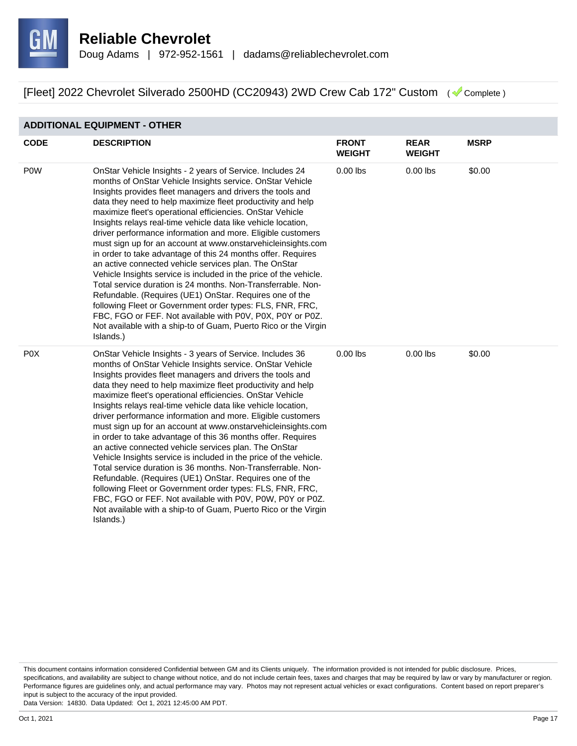# Reliable Chevrolet

Doug Adams | 972-952-1561 | dadams@reliablechevrolet.com

## [Fleet] 2022 Chevrolet Silverado 2500HD (CC20943) 2WD Crew Cab 172" Custom ( Complete )

### ADDITIONAL EQUIPMENT - OTHER

| CODE | DESCRIPTION | FRONT WEIGHT | REAR WEIGHT | MSRP |
|---|---|---|---|---|
| P0W | OnStar Vehicle Insights - 2 years of Service. Includes 24 months of OnStar Vehicle Insights service. OnStar Vehicle Insights provides fleet managers and drivers the tools and data they need to help maximize fleet productivity and help maximize fleet's operational efficiencies. OnStar Vehicle Insights relays real-time vehicle data like vehicle location, driver performance information and more. Eligible customers must sign up for an account at www.onstarvehicleinsights.com in order to take advantage of this 24 months offer. Requires an active connected vehicle services plan. The OnStar Vehicle Insights service is included in the price of the vehicle. Total service duration is 24 months. Non-Transferrable. Non-Refundable. (Requires (UE1) OnStar. Requires one of the following Fleet or Government order types: FLS, FNR, FRC, FBC, FGO or FEF. Not available with P0V, P0X, P0Y or P0Z. Not available with a ship-to of Guam, Puerto Rico or the Virgin Islands.) | 0.00 lbs | 0.00 lbs | $0.00 |
| P0X | OnStar Vehicle Insights - 3 years of Service. Includes 36 months of OnStar Vehicle Insights service. OnStar Vehicle Insights provides fleet managers and drivers the tools and data they need to help maximize fleet productivity and help maximize fleet's operational efficiencies. OnStar Vehicle Insights relays real-time vehicle data like vehicle location, driver performance information and more. Eligible customers must sign up for an account at www.onstarvehicleinsights.com in order to take advantage of this 36 months offer. Requires an active connected vehicle services plan. The OnStar Vehicle Insights service is included in the price of the vehicle. Total service duration is 36 months. Non-Transferrable. Non-Refundable. (Requires (UE1) OnStar. Requires one of the following Fleet or Government order types: FLS, FNR, FRC, FBC, FGO or FEF. Not available with P0V, P0W, P0Y or P0Z. Not available with a ship-to of Guam, Puerto Rico or the Virgin Islands.) | 0.00 lbs | 0.00 lbs | $0.00 |

This document contains information considered Confidential between GM and its Clients uniquely. The information provided is not intended for public disclosure. Prices, specifications, and availability are subject to change without notice, and do not include certain fees, taxes and charges that may be required by law or vary by manufacturer or region. Performance figures are guidelines only, and actual performance may vary. Photos may not represent actual vehicles or exact configurations. Content based on report preparer's input is subject to the accuracy of the input provided.
Data Version: 14830. Data Updated: Oct 1, 2021 12:45:00 AM PDT.

Oct 1, 2021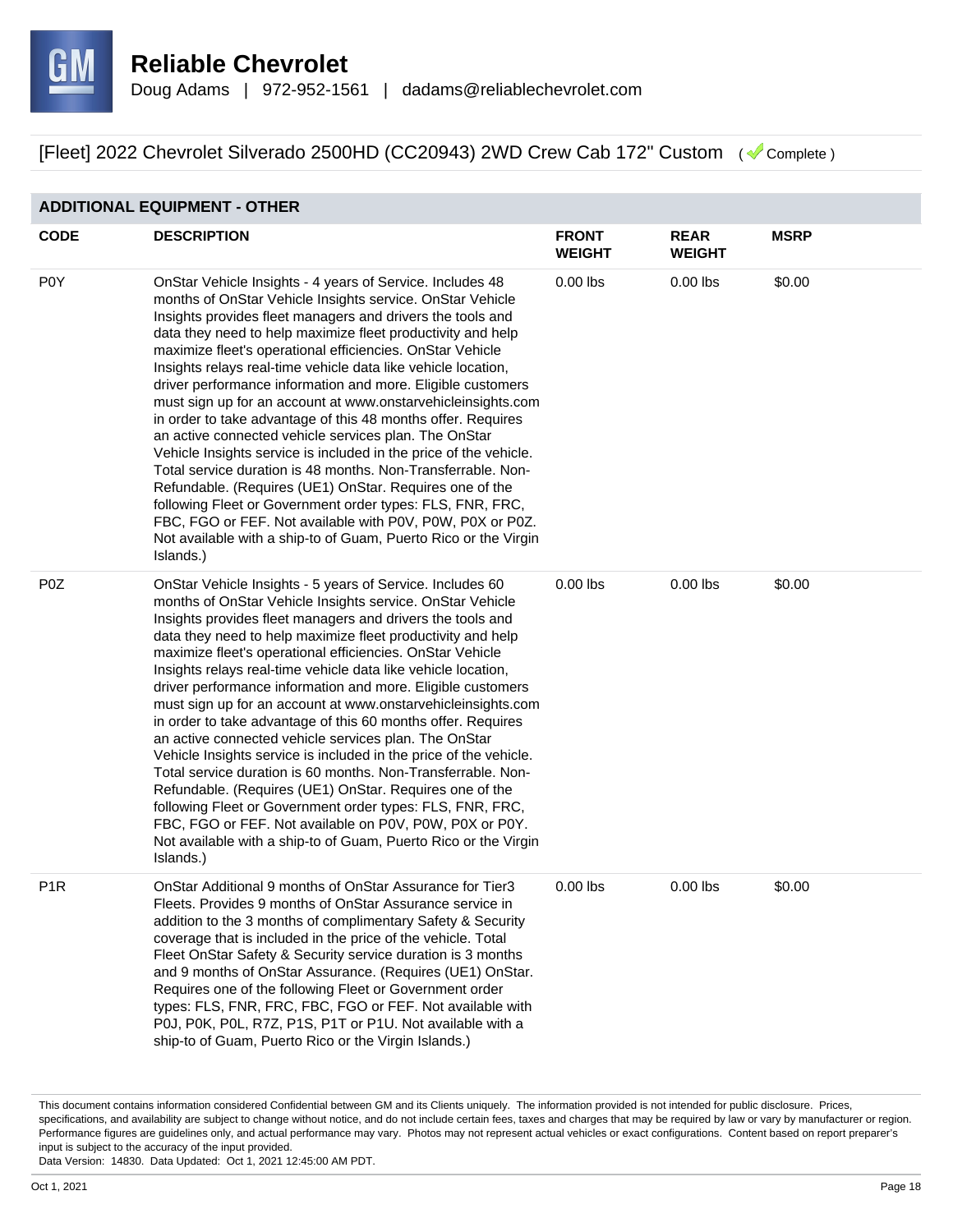# Reliable Chevrolet

Doug Adams | 972-952-1561 | dadams@reliablechevrolet.com

[Fleet] 2022 Chevrolet Silverado 2500HD (CC20943) 2WD Crew Cab 172" Custom ( Complete )

## ADDITIONAL EQUIPMENT - OTHER

| CODE | DESCRIPTION | FRONT WEIGHT | REAR WEIGHT | MSRP |
|---|---|---|---|---|
| P0Y | OnStar Vehicle Insights - 4 years of Service. Includes 48 months of OnStar Vehicle Insights service. OnStar Vehicle Insights provides fleet managers and drivers the tools and data they need to help maximize fleet productivity and help maximize fleet's operational efficiencies. OnStar Vehicle Insights relays real-time vehicle data like vehicle location, driver performance information and more. Eligible customers must sign up for an account at www.onstarvehicleinsights.com in order to take advantage of this 48 months offer. Requires an active connected vehicle services plan. The OnStar Vehicle Insights service is included in the price of the vehicle. Total service duration is 48 months. Non-Transferrable. Non-Refundable. (Requires (UE1) OnStar. Requires one of the following Fleet or Government order types: FLS, FNR, FRC, FBC, FGO or FEF. Not available with P0V, P0W, P0X or P0Z. Not available with a ship-to of Guam, Puerto Rico or the Virgin Islands.) | 0.00 lbs | 0.00 lbs | $0.00 |
| P0Z | OnStar Vehicle Insights - 5 years of Service. Includes 60 months of OnStar Vehicle Insights service. OnStar Vehicle Insights provides fleet managers and drivers the tools and data they need to help maximize fleet productivity and help maximize fleet's operational efficiencies. OnStar Vehicle Insights relays real-time vehicle data like vehicle location, driver performance information and more. Eligible customers must sign up for an account at www.onstarvehicleinsights.com in order to take advantage of this 60 months offer. Requires an active connected vehicle services plan. The OnStar Vehicle Insights service is included in the price of the vehicle. Total service duration is 60 months. Non-Transferrable. Non-Refundable. (Requires (UE1) OnStar. Requires one of the following Fleet or Government order types: FLS, FNR, FRC, FBC, FGO or FEF. Not available on P0V, P0W, P0X or P0Y. Not available with a ship-to of Guam, Puerto Rico or the Virgin Islands.) | 0.00 lbs | 0.00 lbs | $0.00 |
| P1R | OnStar Additional 9 months of OnStar Assurance for Tier3 Fleets. Provides 9 months of OnStar Assurance service in addition to the 3 months of complimentary Safety & Security coverage that is included in the price of the vehicle. Total Fleet OnStar Safety & Security service duration is 3 months and 9 months of OnStar Assurance. (Requires (UE1) OnStar. Requires one of the following Fleet or Government order types: FLS, FNR, FRC, FBC, FGO or FEF. Not available with P0J, P0K, P0L, R7Z, P1S, P1T or P1U. Not available with a ship-to of Guam, Puerto Rico or the Virgin Islands.) | 0.00 lbs | 0.00 lbs | $0.00 |

This document contains information considered Confidential between GM and its Clients uniquely. The information provided is not intended for public disclosure. Prices, specifications, and availability are subject to change without notice, and do not include certain fees, taxes and charges that may be required by law or vary by manufacturer or region. Performance figures are guidelines only, and actual performance may vary. Photos may not represent actual vehicles or exact configurations. Content based on report preparer's input is subject to the accuracy of the input provided.
Data Version: 14830. Data Updated: Oct 1, 2021 12:45:00 AM PDT.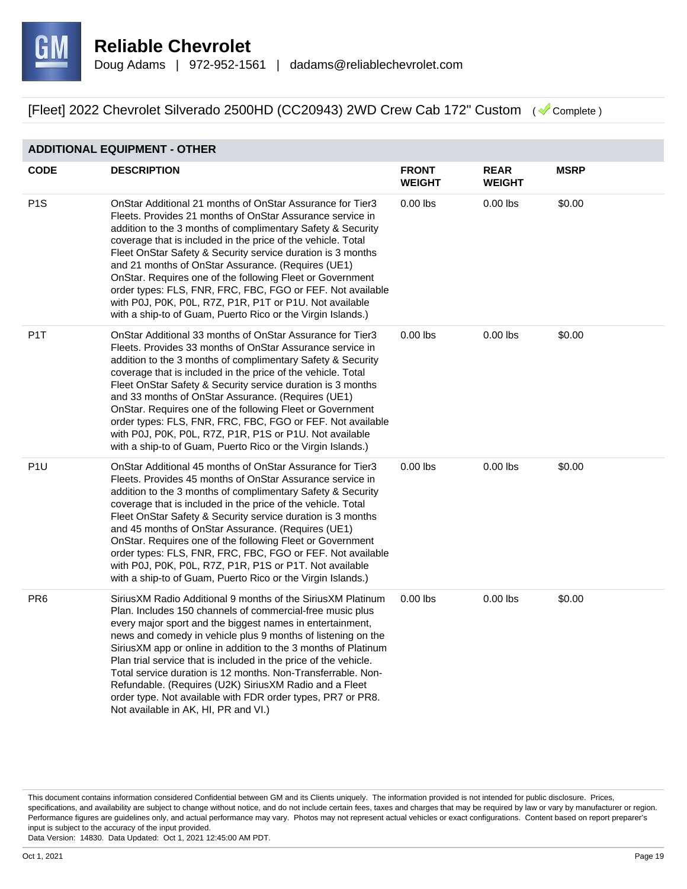# Reliable Chevrolet

Doug Adams | 972-952-1561 | dadams@reliablechevrolet.com

[Fleet] 2022 Chevrolet Silverado 2500HD (CC20943) 2WD Crew Cab 172" Custom ( Complete )

## ADDITIONAL EQUIPMENT - OTHER

| CODE | DESCRIPTION | FRONT WEIGHT | REAR WEIGHT | MSRP |
|---|---|---|---|---|
| P1S | OnStar Additional 21 months of OnStar Assurance for Tier3 Fleets. Provides 21 months of OnStar Assurance service in addition to the 3 months of complimentary Safety & Security coverage that is included in the price of the vehicle. Total Fleet OnStar Safety & Security service duration is 3 months and 21 months of OnStar Assurance. (Requires (UE1) OnStar. Requires one of the following Fleet or Government order types: FLS, FNR, FRC, FBC, FGO or FEF. Not available with P0J, P0K, P0L, R7Z, P1R, P1T or P1U. Not available with a ship-to of Guam, Puerto Rico or the Virgin Islands.) | 0.00 lbs | 0.00 lbs | $0.00 |
| P1T | OnStar Additional 33 months of OnStar Assurance for Tier3 Fleets. Provides 33 months of OnStar Assurance service in addition to the 3 months of complimentary Safety & Security coverage that is included in the price of the vehicle. Total Fleet OnStar Safety & Security service duration is 3 months and 33 months of OnStar Assurance. (Requires (UE1) OnStar. Requires one of the following Fleet or Government order types: FLS, FNR, FRC, FBC, FGO or FEF. Not available with P0J, P0K, P0L, R7Z, P1R, P1S or P1U. Not available with a ship-to of Guam, Puerto Rico or the Virgin Islands.) | 0.00 lbs | 0.00 lbs | $0.00 |
| P1U | OnStar Additional 45 months of OnStar Assurance for Tier3 Fleets. Provides 45 months of OnStar Assurance service in addition to the 3 months of complimentary Safety & Security coverage that is included in the price of the vehicle. Total Fleet OnStar Safety & Security service duration is 3 months and 45 months of OnStar Assurance. (Requires (UE1) OnStar. Requires one of the following Fleet or Government order types: FLS, FNR, FRC, FBC, FGO or FEF. Not available with P0J, P0K, P0L, R7Z, P1R, P1S or P1T. Not available with a ship-to of Guam, Puerto Rico or the Virgin Islands.) | 0.00 lbs | 0.00 lbs | $0.00 |
| PR6 | SiriusXM Radio Additional 9 months of the SiriusXM Platinum Plan. Includes 150 channels of commercial-free music plus every major sport and the biggest names in entertainment, news and comedy in vehicle plus 9 months of listening on the SiriusXM app or online in addition to the 3 months of Platinum Plan trial service that is included in the price of the vehicle. Total service duration is 12 months. Non-Transferrable. Non-Refundable. (Requires (U2K) SiriusXM Radio and a Fleet order type. Not available with FDR order types, PR7 or PR8. Not available in AK, HI, PR and VI.) | 0.00 lbs | 0.00 lbs | $0.00 |

This document contains information considered Confidential between GM and its Clients uniquely. The information provided is not intended for public disclosure. Prices, specifications, and availability are subject to change without notice, and do not include certain fees, taxes and charges that may be required by law or vary by manufacturer or region. Performance figures are guidelines only, and actual performance may vary. Photos may not represent actual vehicles or exact configurations. Content based on report preparer's input is subject to the accuracy of the input provided.
Data Version: 14830. Data Updated: Oct 1, 2021 12:45:00 AM PDT.

Oct 1, 2021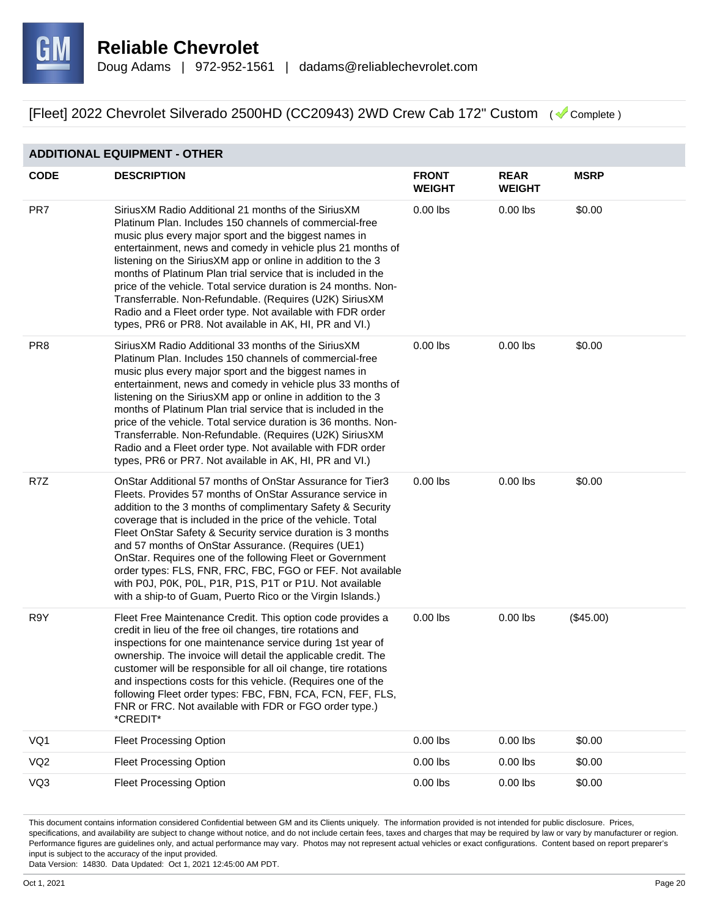# Reliable Chevrolet

Doug Adams | 972-952-1561 | dadams@reliablechevrolet.com

[Fleet] 2022 Chevrolet Silverado 2500HD (CC20943) 2WD Crew Cab 172" Custom ( Complete )

## ADDITIONAL EQUIPMENT - OTHER

| CODE | DESCRIPTION | FRONT WEIGHT | REAR WEIGHT | MSRP |
|---|---|---|---|---|
| PR7 | SiriusXM Radio Additional 21 months of the SiriusXM Platinum Plan. Includes 150 channels of commercial-free music plus every major sport and the biggest names in entertainment, news and comedy in vehicle plus 21 months of listening on the SiriusXM app or online in addition to the 3 months of Platinum Plan trial service that is included in the price of the vehicle. Total service duration is 24 months. Non-Transferrable. Non-Refundable. (Requires (U2K) SiriusXM Radio and a Fleet order type. Not available with FDR order types, PR6 or PR8. Not available in AK, HI, PR and VI.) | 0.00 lbs | 0.00 lbs | $0.00 |
| PR8 | SiriusXM Radio Additional 33 months of the SiriusXM Platinum Plan. Includes 150 channels of commercial-free music plus every major sport and the biggest names in entertainment, news and comedy in vehicle plus 33 months of listening on the SiriusXM app or online in addition to the 3 months of Platinum Plan trial service that is included in the price of the vehicle. Total service duration is 36 months. Non-Transferrable. Non-Refundable. (Requires (U2K) SiriusXM Radio and a Fleet order type. Not available with FDR order types, PR6 or PR7. Not available in AK, HI, PR and VI.) | 0.00 lbs | 0.00 lbs | $0.00 |
| R7Z | OnStar Additional 57 months of OnStar Assurance for Tier3 Fleets. Provides 57 months of OnStar Assurance service in addition to the 3 months of complimentary Safety & Security coverage that is included in the price of the vehicle. Total Fleet OnStar Safety & Security service duration is 3 months and 57 months of OnStar Assurance. (Requires (UE1) OnStar. Requires one of the following Fleet or Government order types: FLS, FNR, FRC, FBC, FGO or FEF. Not available with P0J, P0K, P0L, P1R, P1S, P1T or P1U. Not available with a ship-to of Guam, Puerto Rico or the Virgin Islands.) | 0.00 lbs | 0.00 lbs | $0.00 |
| R9Y | Fleet Free Maintenance Credit. This option code provides a credit in lieu of the free oil changes, tire rotations and inspections for one maintenance service during 1st year of ownership. The invoice will detail the applicable credit. The customer will be responsible for all oil change, tire rotations and inspections costs for this vehicle. (Requires one of the following Fleet order types: FBC, FBN, FCA, FCN, FEF, FLS, FNR or FRC. Not available with FDR or FGO order type.) *CREDIT* | 0.00 lbs | 0.00 lbs | ($45.00) |
| VQ1 | Fleet Processing Option | 0.00 lbs | 0.00 lbs | $0.00 |
| VQ2 | Fleet Processing Option | 0.00 lbs | 0.00 lbs | $0.00 |
| VQ3 | Fleet Processing Option | 0.00 lbs | 0.00 lbs | $0.00 |

This document contains information considered Confidential between GM and its Clients uniquely. The information provided is not intended for public disclosure. Prices, specifications, and availability are subject to change without notice, and do not include certain fees, taxes and charges that may be required by law or vary by manufacturer or region. Performance figures are guidelines only, and actual performance may vary. Photos may not represent actual vehicles or exact configurations. Content based on report preparer's input is subject to the accuracy of the input provided.
Data Version: 14830. Data Updated: Oct 1, 2021 12:45:00 AM PDT.

Oct 1, 2021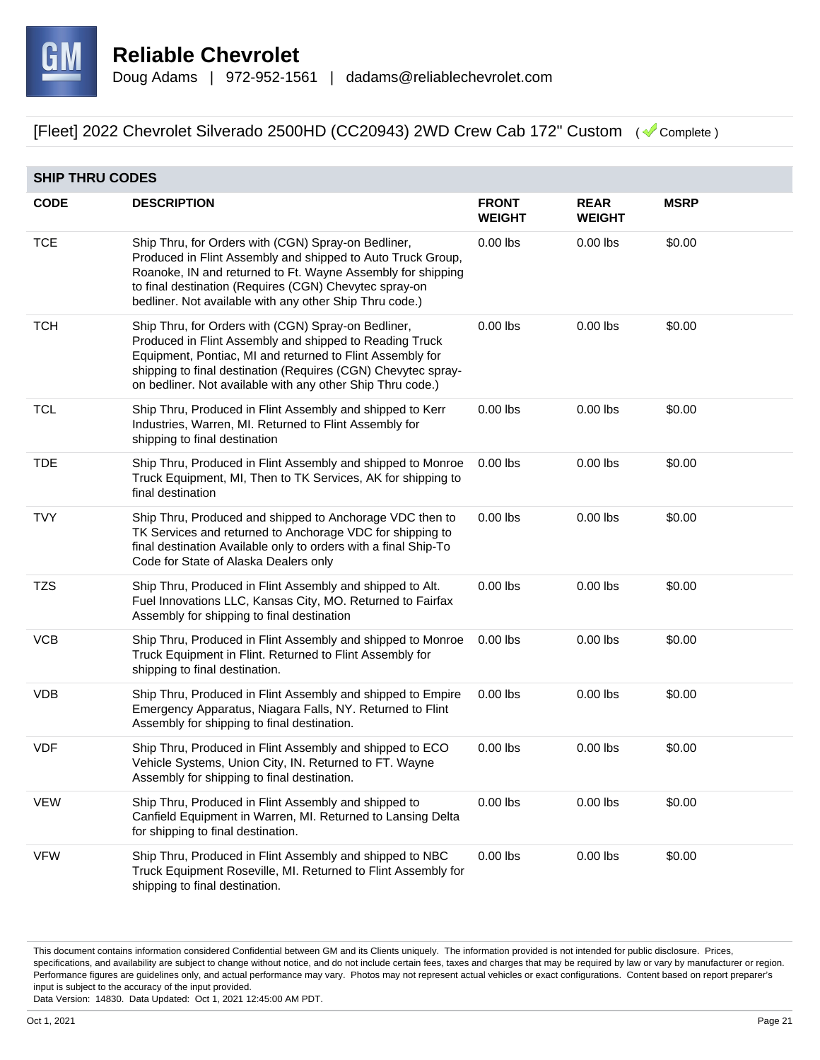# Reliable Chevrolet

Doug Adams | 972-952-1561 | dadams@reliablechevrolet.com

## [Fleet] 2022 Chevrolet Silverado 2500HD (CC20943) 2WD Crew Cab 172" Custom (Complete)

### SHIP THRU CODES

| CODE | DESCRIPTION | FRONT WEIGHT | REAR WEIGHT | MSRP |
|---|---|---|---|---|
| TCE | Ship Thru, for Orders with (CGN) Spray-on Bedliner, Produced in Flint Assembly and shipped to Auto Truck Group, Roanoke, IN and returned to Ft. Wayne Assembly for shipping to final destination (Requires (CGN) Chevytec spray-on bedliner. Not available with any other Ship Thru code.) | 0.00 lbs | 0.00 lbs | $0.00 |
| TCH | Ship Thru, for Orders with (CGN) Spray-on Bedliner, Produced in Flint Assembly and shipped to Reading Truck Equipment, Pontiac, MI and returned to Flint Assembly for shipping to final destination (Requires (CGN) Chevytec spray-on bedliner. Not available with any other Ship Thru code.) | 0.00 lbs | 0.00 lbs | $0.00 |
| TCL | Ship Thru, Produced in Flint Assembly and shipped to Kerr Industries, Warren, MI. Returned to Flint Assembly for shipping to final destination | 0.00 lbs | 0.00 lbs | $0.00 |
| TDE | Ship Thru, Produced in Flint Assembly and shipped to Monroe Truck Equipment, MI, Then to TK Services, AK for shipping to final destination | 0.00 lbs | 0.00 lbs | $0.00 |
| TVY | Ship Thru, Produced and shipped to Anchorage VDC then to TK Services and returned to Anchorage VDC for shipping to final destination Available only to orders with a final Ship-To Code for State of Alaska Dealers only | 0.00 lbs | 0.00 lbs | $0.00 |
| TZS | Ship Thru, Produced in Flint Assembly and shipped to Alt. Fuel Innovations LLC, Kansas City, MO. Returned to Fairfax Assembly for shipping to final destination | 0.00 lbs | 0.00 lbs | $0.00 |
| VCB | Ship Thru, Produced in Flint Assembly and shipped to Monroe Truck Equipment in Flint. Returned to Flint Assembly for shipping to final destination. | 0.00 lbs | 0.00 lbs | $0.00 |
| VDB | Ship Thru, Produced in Flint Assembly and shipped to Empire Emergency Apparatus, Niagara Falls, NY. Returned to Flint Assembly for shipping to final destination. | 0.00 lbs | 0.00 lbs | $0.00 |
| VDF | Ship Thru, Produced in Flint Assembly and shipped to ECO Vehicle Systems, Union City, IN. Returned to FT. Wayne Assembly for shipping to final destination. | 0.00 lbs | 0.00 lbs | $0.00 |
| VEW | Ship Thru, Produced in Flint Assembly and shipped to Canfield Equipment in Warren, MI. Returned to Lansing Delta for shipping to final destination. | 0.00 lbs | 0.00 lbs | $0.00 |
| VFW | Ship Thru, Produced in Flint Assembly and shipped to NBC Truck Equipment Roseville, MI. Returned to Flint Assembly for shipping to final destination. | 0.00 lbs | 0.00 lbs | $0.00 |

This document contains information considered Confidential between GM and its Clients uniquely. The information provided is not intended for public disclosure. Prices, specifications, and availability are subject to change without notice, and do not include certain fees, taxes and charges that may be required by law or vary by manufacturer or region. Performance figures are guidelines only, and actual performance may vary. Photos may not represent actual vehicles or exact configurations. Content based on report preparer's input is subject to the accuracy of the input provided.
Data Version: 14830. Data Updated: Oct 1, 2021 12:45:00 AM PDT.

Oct 1, 2021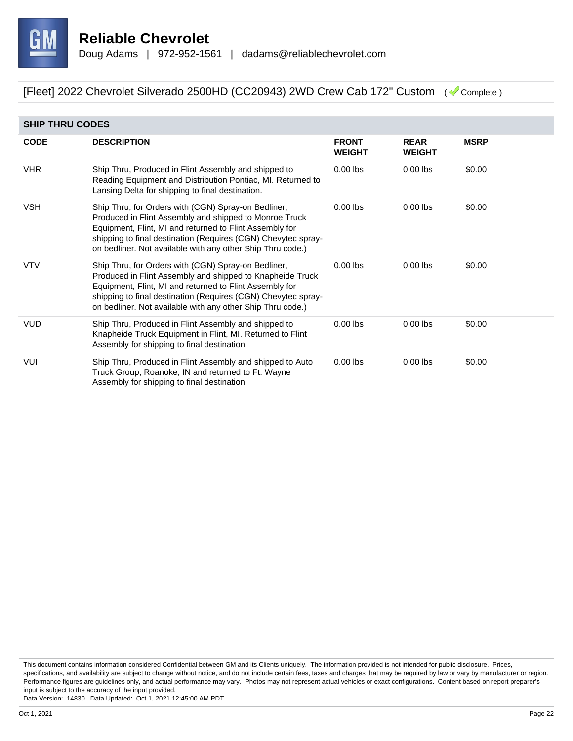# Reliable Chevrolet

Doug Adams | 972-952-1561 | dadams@reliablechevrolet.com

[Fleet] 2022 Chevrolet Silverado 2500HD (CC20943) 2WD Crew Cab 172" Custom ( Complete )

## SHIP THRU CODES

| CODE | DESCRIPTION | FRONT WEIGHT | REAR WEIGHT | MSRP |
|---|---|---|---|---|
| VHR | Ship Thru, Produced in Flint Assembly and shipped to Reading Equipment and Distribution Pontiac, MI. Returned to Lansing Delta for shipping to final destination. | 0.00 lbs | 0.00 lbs | $0.00 |
| VSH | Ship Thru, for Orders with (CGN) Spray-on Bedliner, Produced in Flint Assembly and shipped to Monroe Truck Equipment, Flint, MI and returned to Flint Assembly for shipping to final destination (Requires (CGN) Chevytec spray-on bedliner. Not available with any other Ship Thru code.) | 0.00 lbs | 0.00 lbs | $0.00 |
| VTV | Ship Thru, for Orders with (CGN) Spray-on Bedliner, Produced in Flint Assembly and shipped to Knapheide Truck Equipment, Flint, MI and returned to Flint Assembly for shipping to final destination (Requires (CGN) Chevytec spray-on bedliner. Not available with any other Ship Thru code.) | 0.00 lbs | 0.00 lbs | $0.00 |
| VUD | Ship Thru, Produced in Flint Assembly and shipped to Knapheide Truck Equipment in Flint, MI. Returned to Flint Assembly for shipping to final destination. | 0.00 lbs | 0.00 lbs | $0.00 |
| VUI | Ship Thru, Produced in Flint Assembly and shipped to Auto Truck Group, Roanoke, IN and returned to Ft. Wayne Assembly for shipping to final destination | 0.00 lbs | 0.00 lbs | $0.00 |

This document contains information considered Confidential between GM and its Clients uniquely. The information provided is not intended for public disclosure. Prices, specifications, and availability are subject to change without notice, and do not include certain fees, taxes and charges that may be required by law or vary by manufacturer or region. Performance figures are guidelines only, and actual performance may vary. Photos may not represent actual vehicles or exact configurations. Content based on report preparer's input is subject to the accuracy of the input provided.

Data Version: 14830. Data Updated: Oct 1, 2021 12:45:00 AM PDT.

Oct 1, 2021